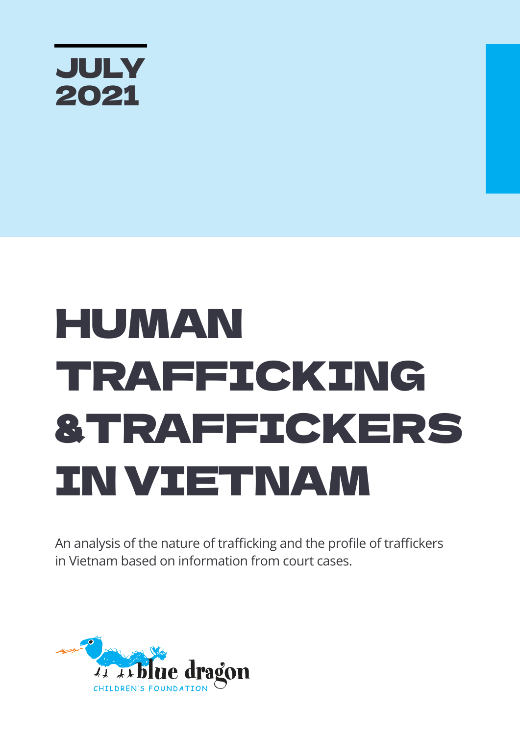JULY 2021

# HUMAN TRAFFICKING & TRAFFICKERS IN VIETNAM

An analysis of the nature of trafficking and the profile of traffickers in Vietnam based on information from court cases.

blue dragon

CHILDREN'S FOUNDATION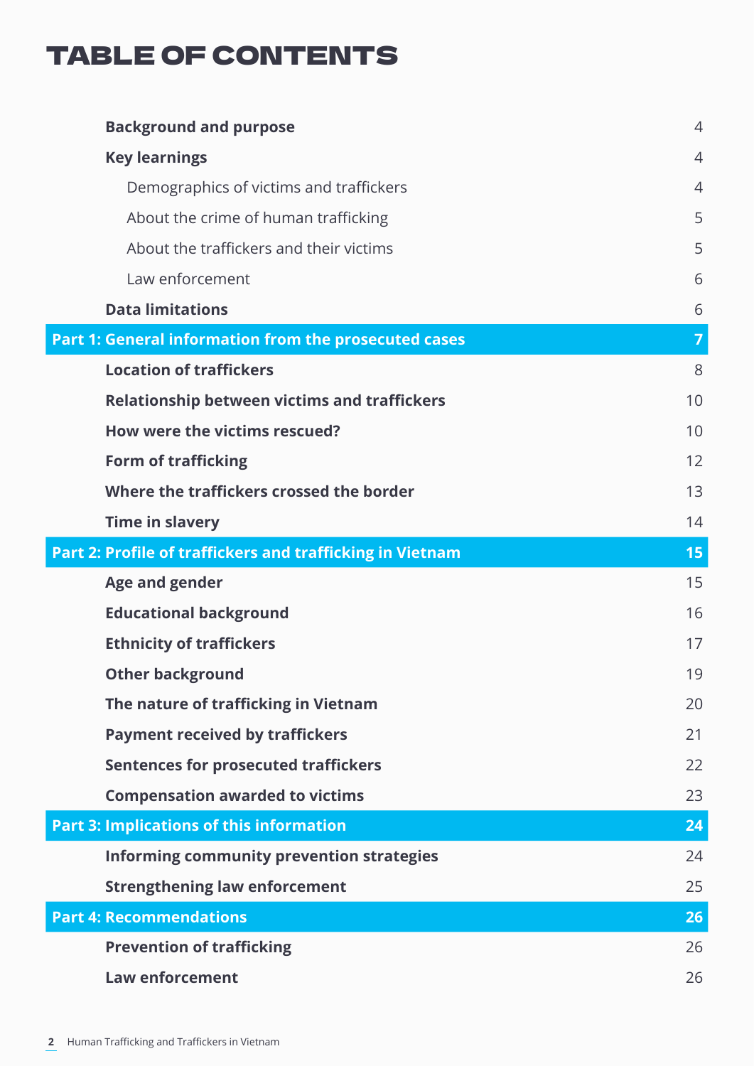# TABLE OF CONTENTS

| | |
|---|---|
| **Background and purpose** | 4 |
| **Key learnings** | 4 |
| Demographics of victims and traffickers | 4 |
| About the crime of human trafficking | 5 |
| About the traffickers and their victims | 5 |
| Law enforcement | 6 |
| **Data limitations** | 6 |
| **Part 1: General information from the prosecuted cases** | **7** |
| **Location of traffickers** | 8 |
| **Relationship between victims and traffickers** | 10 |
| **How were the victims rescued?** | 10 |
| **Form of trafficking** | 12 |
| **Where the traffickers crossed the border** | 13 |
| **Time in slavery** | 14 |
| **Part 2: Profile of traffickers and trafficking in Vietnam** | **15** |
| **Age and gender** | 15 |
| **Educational background** | 16 |
| **Ethnicity of traffickers** | 17 |
| **Other background** | 19 |
| **The nature of trafficking in Vietnam** | 20 |
| **Payment received by traffickers** | 21 |
| **Sentences for prosecuted traffickers** | 22 |
| **Compensation awarded to victims** | 23 |
| **Part 3: Implications of this information** | **24** |
| **Informing community prevention strategies** | 24 |
| **Strengthening law enforcement** | 25 |
| **Part 4: Recommendations** | **26** |
| **Prevention of trafficking** | 26 |
| **Law enforcement** | 26 |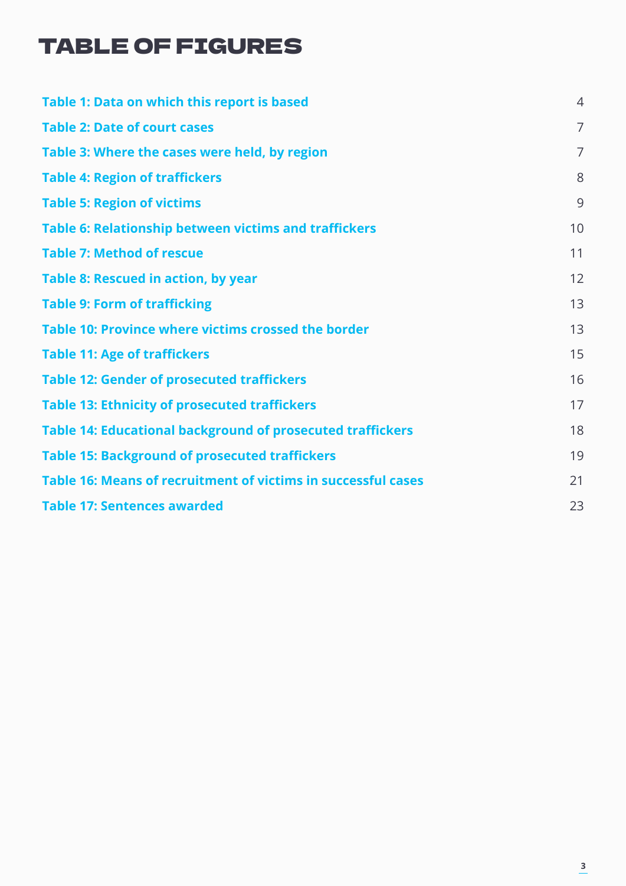# TABLE OF FIGURES

| | |
|---|---|
| **Table 1: Data on which this report is based** | 4 |
| **Table 2: Date of court cases** | 7 |
| **Table 3: Where the cases were held, by region** | 7 |
| **Table 4: Region of traffickers** | 8 |
| **Table 5: Region of victims** | 9 |
| **Table 6: Relationship between victims and traffickers** | 10 |
| **Table 7: Method of rescue** | 11 |
| **Table 8: Rescued in action, by year** | 12 |
| **Table 9: Form of trafficking** | 13 |
| **Table 10: Province where victims crossed the border** | 13 |
| **Table 11: Age of traffickers** | 15 |
| **Table 12: Gender of prosecuted traffickers** | 16 |
| **Table 13: Ethnicity of prosecuted traffickers** | 17 |
| **Table 14: Educational background of prosecuted traffickers** | 18 |
| **Table 15: Background of prosecuted traffickers** | 19 |
| **Table 16: Means of recruitment of victims in successful cases** | 21 |
| **Table 17: Sentences awarded** | 23 |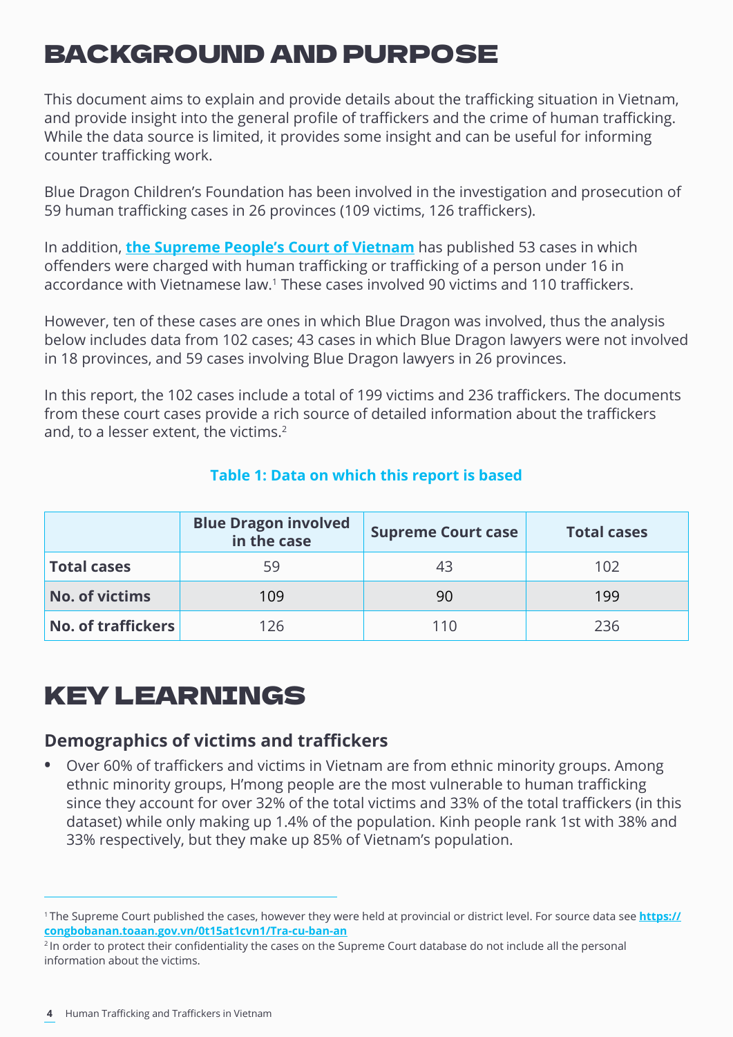# BACKGROUND AND PURPOSE

This document aims to explain and provide details about the trafficking situation in Vietnam, and provide insight into the general profile of traffickers and the crime of human trafficking. While the data source is limited, it provides some insight and can be useful for informing counter trafficking work.

Blue Dragon Children's Foundation has been involved in the investigation and prosecution of 59 human trafficking cases in 26 provinces (109 victims, 126 traffickers).

In addition, **the Supreme People's Court of Vietnam** has published 53 cases in which offenders were charged with human trafficking or trafficking of a person under 16 in accordance with Vietnamese law.[1] These cases involved 90 victims and 110 traffickers.

However, ten of these cases are ones in which Blue Dragon was involved, thus the analysis below includes data from 102 cases; 43 cases in which Blue Dragon lawyers were not involved in 18 provinces, and 59 cases involving Blue Dragon lawyers in 26 provinces.

In this report, the 102 cases include a total of 199 victims and 236 traffickers. The documents from these court cases provide a rich source of detailed information about the traffickers and, to a lesser extent, the victims.[2]

**Table 1: Data on which this report is based**

| | Blue Dragon involved in the case | Supreme Court case | Total cases |
|---|---|---|---|
| **Total cases** | 59 | 43 | 102 |
| **No. of victims** | 109 | 90 | 199 |
| **No. of traffickers** | 126 | 110 | 236 |

# KEY LEARNINGS

## Demographics of victims and traffickers

- Over 60% of traffickers and victims in Vietnam are from ethnic minority groups. Among ethnic minority groups, H'mong people are the most vulnerable to human trafficking since they account for over 32% of the total victims and 33% of the total traffickers (in this dataset) while only making up 1.4% of the population. Kinh people rank 1st with 38% and 33% respectively, but they make up 85% of Vietnam's population.

---

[1] The Supreme Court published the cases, however they were held at provincial or district level. For source data see **https://congbobanan.toaan.gov.vn/0t15at1cvn1/Tra-cu-ban-an**

[2] In order to protect their confidentiality the cases on the Supreme Court database do not include all the personal information about the victims.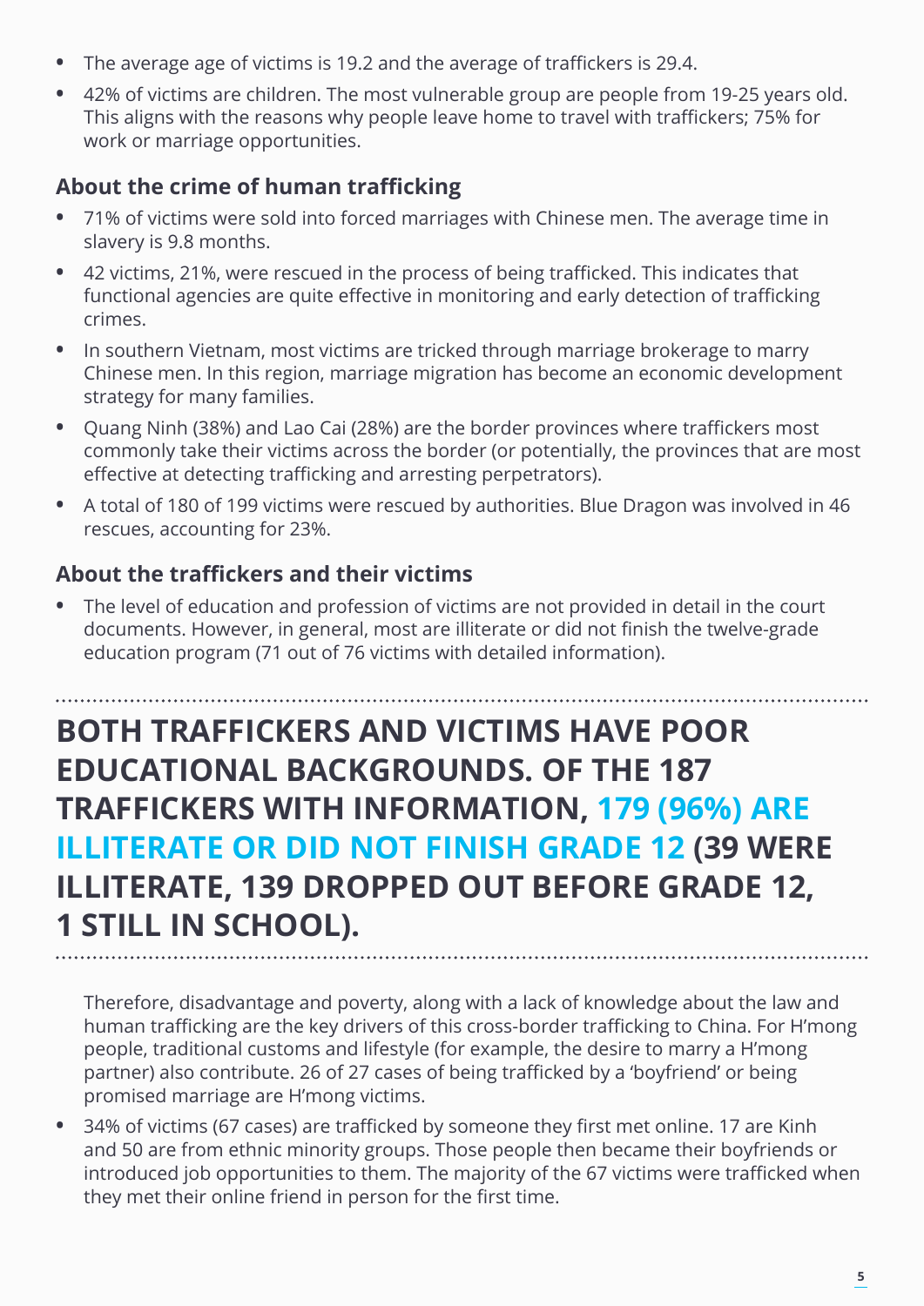- The average age of victims is 19.2 and the average of traffickers is 29.4.
- 42% of victims are children. The most vulnerable group are people from 19-25 years old. This aligns with the reasons why people leave home to travel with traffickers; 75% for work or marriage opportunities.

### About the crime of human trafficking

- 71% of victims were sold into forced marriages with Chinese men. The average time in slavery is 9.8 months.
- 42 victims, 21%, were rescued in the process of being trafficked. This indicates that functional agencies are quite effective in monitoring and early detection of trafficking crimes.
- In southern Vietnam, most victims are tricked through marriage brokerage to marry Chinese men. In this region, marriage migration has become an economic development strategy for many families.
- Quang Ninh (38%) and Lao Cai (28%) are the border provinces where traffickers most commonly take their victims across the border (or potentially, the provinces that are most effective at detecting trafficking and arresting perpetrators).
- A total of 180 of 199 victims were rescued by authorities. Blue Dragon was involved in 46 rescues, accounting for 23%.

### About the traffickers and their victims

- The level of education and profession of victims are not provided in detail in the court documents. However, in general, most are illiterate or did not finish the twelve-grade education program (71 out of 76 victims with detailed information).

**BOTH TRAFFICKERS AND VICTIMS HAVE POOR EDUCATIONAL BACKGROUNDS. OF THE 187 TRAFFICKERS WITH INFORMATION, 179 (96%) ARE ILLITERATE OR DID NOT FINISH GRADE 12 (39 WERE ILLITERATE, 139 DROPPED OUT BEFORE GRADE 12, 1 STILL IN SCHOOL).**

Therefore, disadvantage and poverty, along with a lack of knowledge about the law and human trafficking are the key drivers of this cross-border trafficking to China. For H'mong people, traditional customs and lifestyle (for example, the desire to marry a H'mong partner) also contribute. 26 of 27 cases of being trafficked by a 'boyfriend' or being promised marriage are H'mong victims.

- 34% of victims (67 cases) are trafficked by someone they first met online. 17 are Kinh and 50 are from ethnic minority groups. Those people then became their boyfriends or introduced job opportunities to them. The majority of the 67 victims were trafficked when they met their online friend in person for the first time.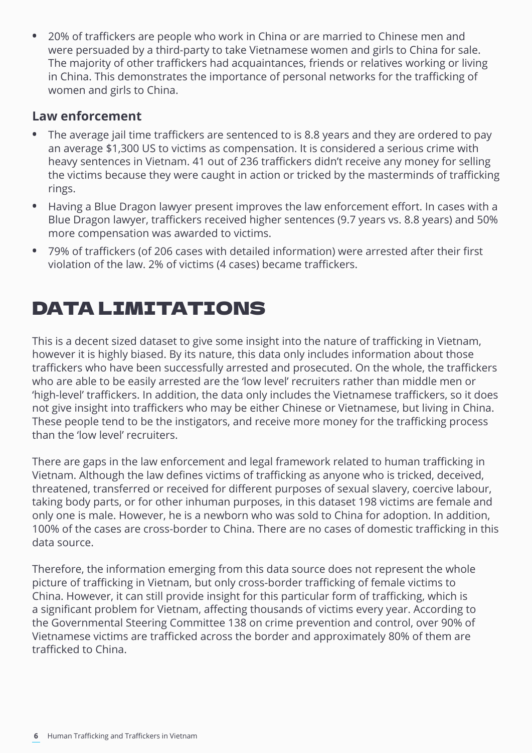- 20% of traffickers are people who work in China or are married to Chinese men and were persuaded by a third-party to take Vietnamese women and girls to China for sale. The majority of other traffickers had acquaintances, friends or relatives working or living in China. This demonstrates the importance of personal networks for the trafficking of women and girls to China.

### Law enforcement

- The average jail time traffickers are sentenced to is 8.8 years and they are ordered to pay an average $1,300 US to victims as compensation. It is considered a serious crime with heavy sentences in Vietnam. 41 out of 236 traffickers didn't receive any money for selling the victims because they were caught in action or tricked by the masterminds of trafficking rings.
- Having a Blue Dragon lawyer present improves the law enforcement effort. In cases with a Blue Dragon lawyer, traffickers received higher sentences (9.7 years vs. 8.8 years) and 50% more compensation was awarded to victims.
- 79% of traffickers (of 206 cases with detailed information) were arrested after their first violation of the law. 2% of victims (4 cases) became traffickers.

## DATA LIMITATIONS

This is a decent sized dataset to give some insight into the nature of trafficking in Vietnam, however it is highly biased. By its nature, this data only includes information about those traffickers who have been successfully arrested and prosecuted. On the whole, the traffickers who are able to be easily arrested are the 'low level' recruiters rather than middle men or 'high-level' traffickers. In addition, the data only includes the Vietnamese traffickers, so it does not give insight into traffickers who may be either Chinese or Vietnamese, but living in China. These people tend to be the instigators, and receive more money for the trafficking process than the 'low level' recruiters.

There are gaps in the law enforcement and legal framework related to human trafficking in Vietnam. Although the law defines victims of trafficking as anyone who is tricked, deceived, threatened, transferred or received for different purposes of sexual slavery, coercive labour, taking body parts, or for other inhuman purposes, in this dataset 198 victims are female and only one is male. However, he is a newborn who was sold to China for adoption. In addition, 100% of the cases are cross-border to China. There are no cases of domestic trafficking in this data source.

Therefore, the information emerging from this data source does not represent the whole picture of trafficking in Vietnam, but only cross-border trafficking of female victims to China. However, it can still provide insight for this particular form of trafficking, which is a significant problem for Vietnam, affecting thousands of victims every year. According to the Governmental Steering Committee 138 on crime prevention and control, over 90% of Vietnamese victims are trafficked across the border and approximately 80% of them are trafficked to China.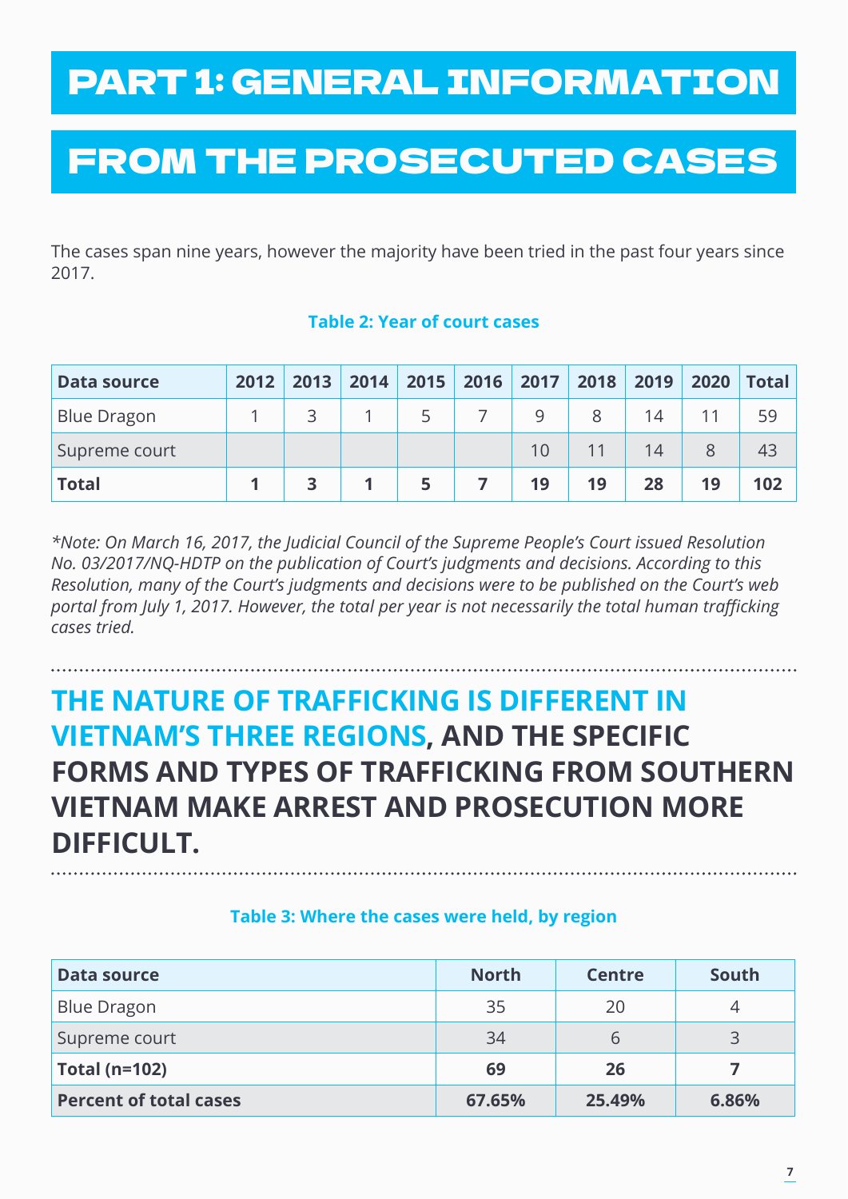# PART 1: GENERAL INFORMATION FROM THE PROSECUTED CASES

The cases span nine years, however the majority have been tried in the past four years since 2017.

**Table 2: Year of court cases**

| Data source | 2012 | 2013 | 2014 | 2015 | 2016 | 2017 | 2018 | 2019 | 2020 | Total |
|---|---|---|---|---|---|---|---|---|---|---|
| Blue Dragon | 1 | 3 | 1 | 5 | 7 | 9 | 8 | 14 | 11 | 59 |
| Supreme court | | | | | | 10 | 11 | 14 | 8 | 43 |
| **Total** | **1** | **3** | **1** | **5** | **7** | **19** | **19** | **28** | **19** | **102** |

*\*Note: On March 16, 2017, the Judicial Council of the Supreme People's Court issued Resolution No. 03/2017/NQ-HDTP on the publication of Court's judgments and decisions. According to this Resolution, many of the Court's judgments and decisions were to be published on the Court's web portal from July 1, 2017. However, the total per year is not necessarily the total human trafficking cases tried.*

## THE NATURE OF TRAFFICKING IS DIFFERENT IN VIETNAM'S THREE REGIONS, AND THE SPECIFIC FORMS AND TYPES OF TRAFFICKING FROM SOUTHERN VIETNAM MAKE ARREST AND PROSECUTION MORE DIFFICULT.

**Table 3: Where the cases were held, by region**

| Data source | North | Centre | South |
|---|---|---|---|
| Blue Dragon | 35 | 20 | 4 |
| Supreme court | 34 | 6 | 3 |
| **Total (n=102)** | **69** | **26** | **7** |
| **Percent of total cases** | **67.65%** | **25.49%** | **6.86%** |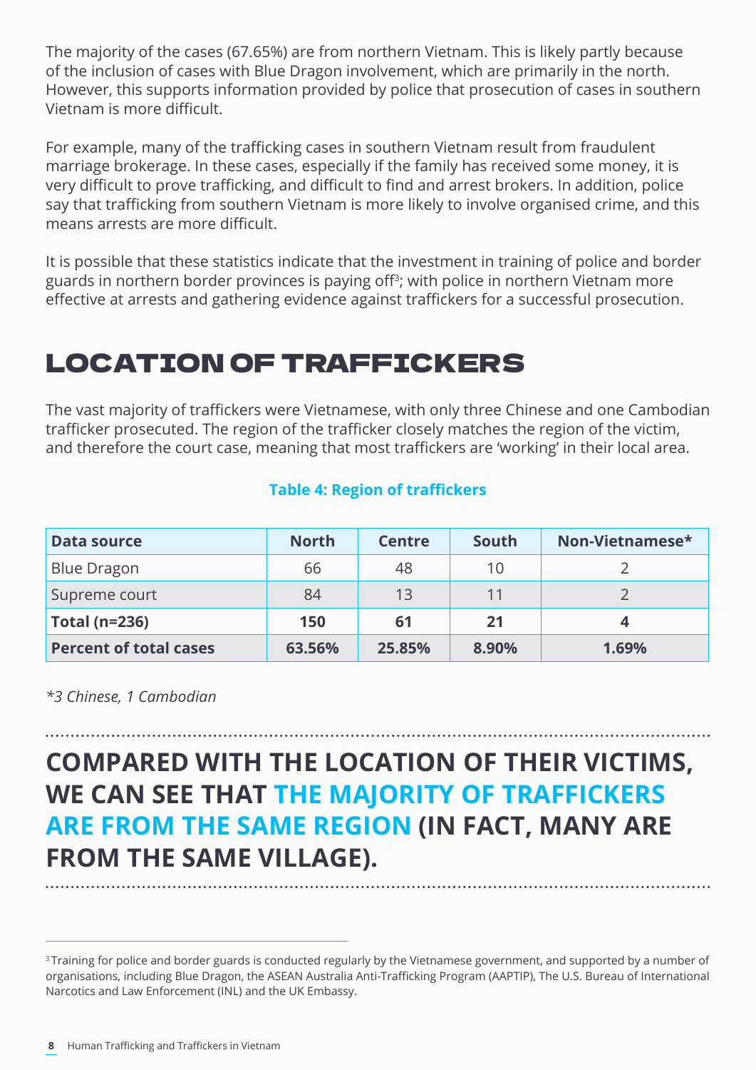The majority of the cases (67.65%) are from northern Vietnam. This is likely partly because of the inclusion of cases with Blue Dragon involvement, which are primarily in the north. However, this supports information provided by police that prosecution of cases in southern Vietnam is more difficult.

For example, many of the trafficking cases in southern Vietnam result from fraudulent marriage brokerage. In these cases, especially if the family has received some money, it is very difficult to prove trafficking, and difficult to find and arrest brokers. In addition, police say that trafficking from southern Vietnam is more likely to involve organised crime, and this means arrests are more difficult.

It is possible that these statistics indicate that the investment in training of police and border guards in northern border provinces is paying off[3]; with police in northern Vietnam more effective at arrests and gathering evidence against traffickers for a successful prosecution.

## LOCATION OF TRAFFICKERS

The vast majority of traffickers were Vietnamese, with only three Chinese and one Cambodian trafficker prosecuted. The region of the trafficker closely matches the region of the victim, and therefore the court case, meaning that most traffickers are 'working' in their local area.

**Table 4: Region of traffickers**

| Data source | North | Centre | South | Non-Vietnamese* |
|---|---|---|---|---|
| Blue Dragon | 66 | 48 | 10 | 2 |
| Supreme court | 84 | 13 | 11 | 2 |
| **Total (n=236)** | **150** | **61** | **21** | **4** |
| **Percent of total cases** | **63.56%** | **25.85%** | **8.90%** | **1.69%** |

*\*3 Chinese, 1 Cambodian*

**COMPARED WITH THE LOCATION OF THEIR VICTIMS, WE CAN SEE THAT THE MAJORITY OF TRAFFICKERS ARE FROM THE SAME REGION (IN FACT, MANY ARE FROM THE SAME VILLAGE).**

[3] Training for police and border guards is conducted regularly by the Vietnamese government, and supported by a number of organisations, including Blue Dragon, the ASEAN Australia Anti-Trafficking Program (AAPTIP), The U.S. Bureau of International Narcotics and Law Enforcement (INL) and the UK Embassy.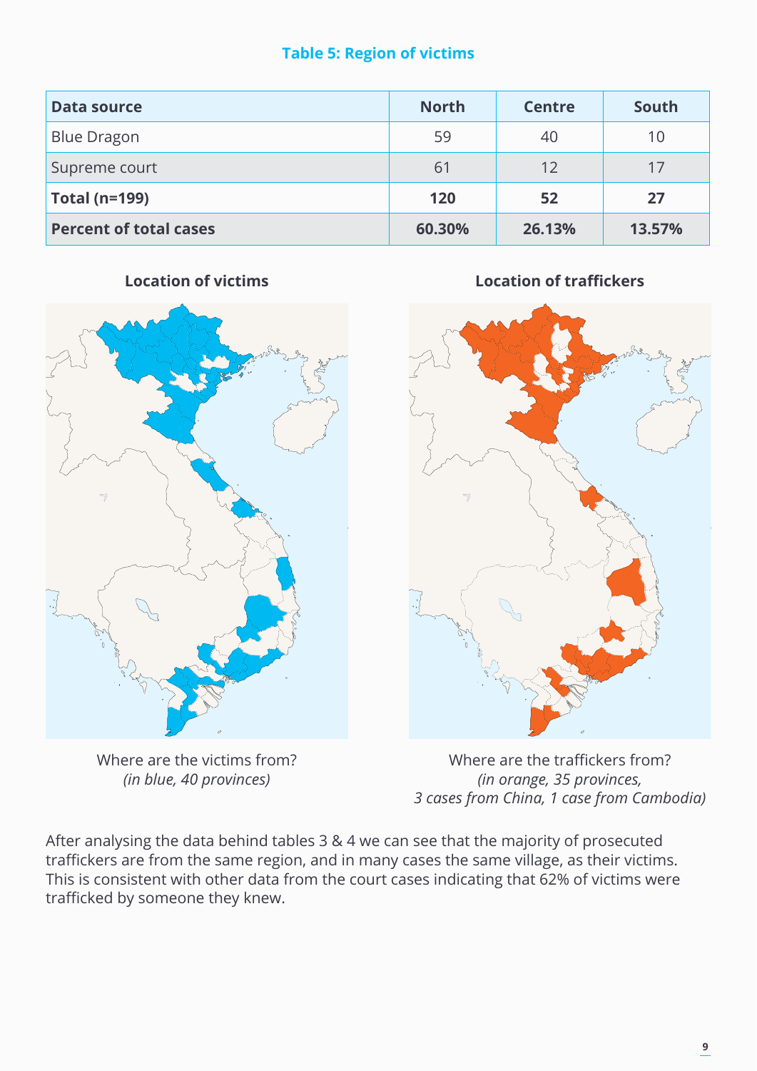**Table 5: Region of victims**

| Data source | North | Centre | South |
|---|---|---|---|
| Blue Dragon | 59 | 40 | 10 |
| Supreme court | 61 | 12 | 17 |
| **Total (n=199)** | **120** | **52** | **27** |
| **Percent of total cases** | **60.30%** | **26.13%** | **13.57%** |

**Location of victims**

Where are the victims from?
*(in blue, 40 provinces)*

**Location of traffickers**

Where are the traffickers from?
*(in orange, 35 provinces, 3 cases from China, 1 case from Cambodia)*

After analysing the data behind tables 3 & 4 we can see that the majority of prosecuted traffickers are from the same region, and in many cases the same village, as their victims. This is consistent with other data from the court cases indicating that 62% of victims were trafficked by someone they knew.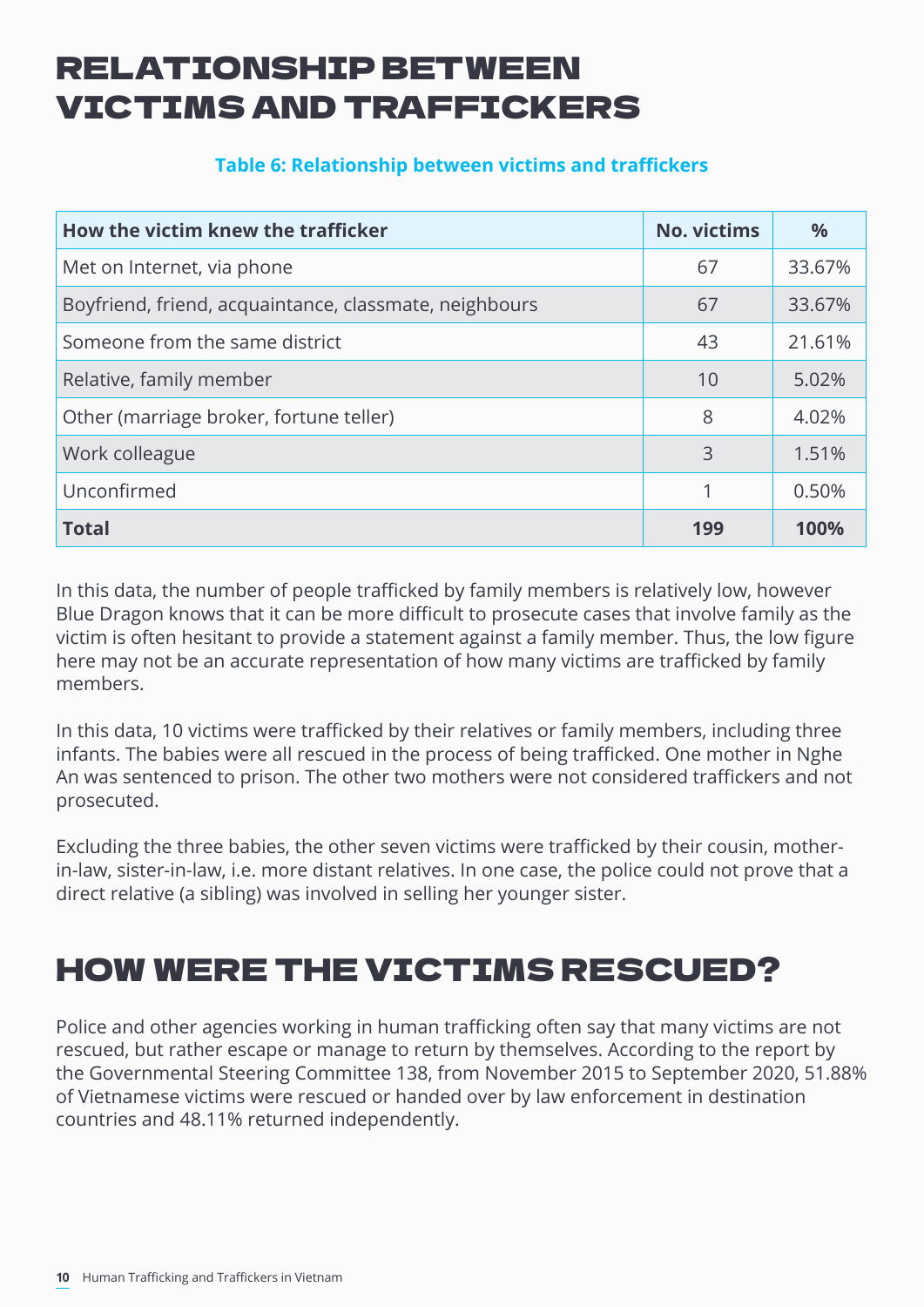# RELATIONSHIP BETWEEN VICTIMS AND TRAFFICKERS

**Table 6: Relationship between victims and traffickers**

| How the victim knew the trafficker | No. victims | % |
|---|---|---|
| Met on Internet, via phone | 67 | 33.67% |
| Boyfriend, friend, acquaintance, classmate, neighbours | 67 | 33.67% |
| Someone from the same district | 43 | 21.61% |
| Relative, family member | 10 | 5.02% |
| Other (marriage broker, fortune teller) | 8 | 4.02% |
| Work colleague | 3 | 1.51% |
| Unconfirmed | 1 | 0.50% |
| **Total** | **199** | **100%** |

In this data, the number of people trafficked by family members is relatively low, however Blue Dragon knows that it can be more difficult to prosecute cases that involve family as the victim is often hesitant to provide a statement against a family member. Thus, the low figure here may not be an accurate representation of how many victims are trafficked by family members.

In this data, 10 victims were trafficked by their relatives or family members, including three infants. The babies were all rescued in the process of being trafficked. One mother in Nghe An was sentenced to prison. The other two mothers were not considered traffickers and not prosecuted.

Excluding the three babies, the other seven victims were trafficked by their cousin, mother-in-law, sister-in-law, i.e. more distant relatives. In one case, the police could not prove that a direct relative (a sibling) was involved in selling her younger sister.

# HOW WERE THE VICTIMS RESCUED?

Police and other agencies working in human trafficking often say that many victims are not rescued, but rather escape or manage to return by themselves. According to the report by the Governmental Steering Committee 138, from November 2015 to September 2020, 51.88% of Vietnamese victims were rescued or handed over by law enforcement in destination countries and 48.11% returned independently.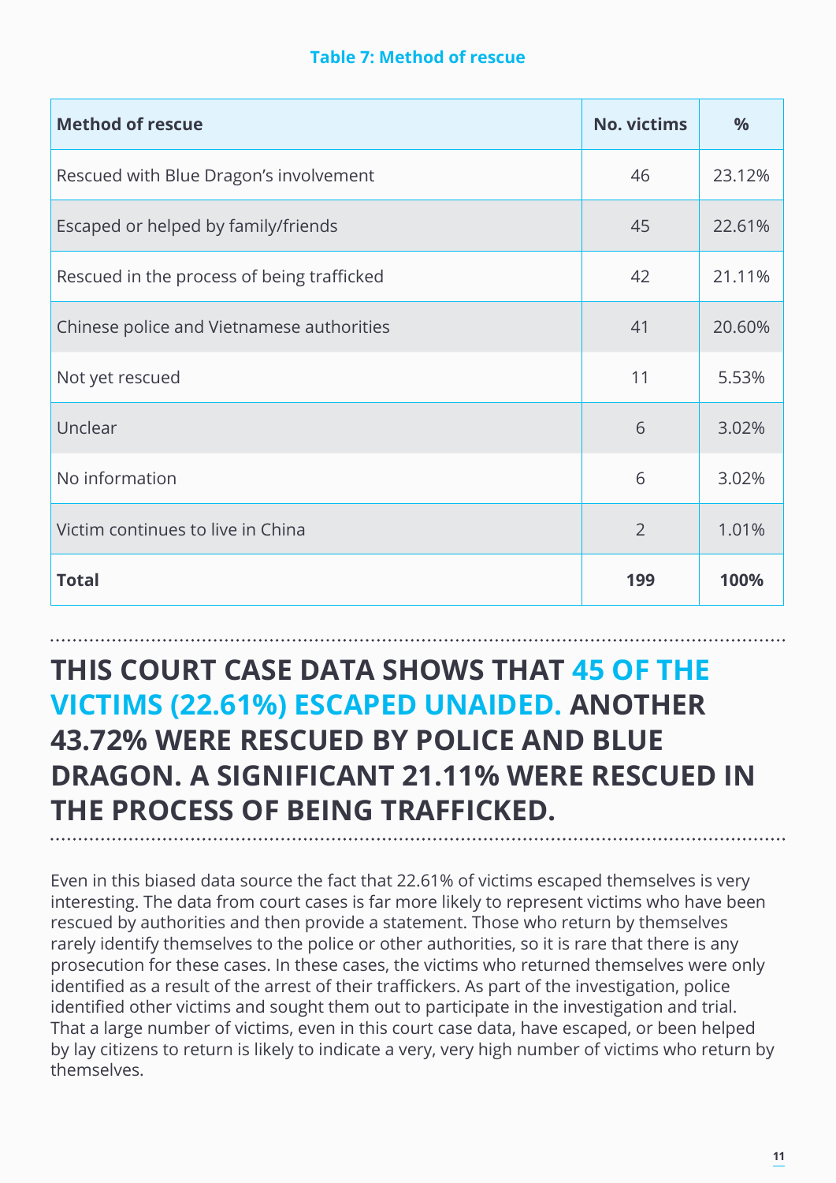**Table 7: Method of rescue**

| Method of rescue | No. victims | % |
|---|---|---|
| Rescued with Blue Dragon's involvement | 46 | 23.12% |
| Escaped or helped by family/friends | 45 | 22.61% |
| Rescued in the process of being trafficked | 42 | 21.11% |
| Chinese police and Vietnamese authorities | 41 | 20.60% |
| Not yet rescued | 11 | 5.53% |
| Unclear | 6 | 3.02% |
| No information | 6 | 3.02% |
| Victim continues to live in China | 2 | 1.01% |
| **Total** | **199** | **100%** |

**THIS COURT CASE DATA SHOWS THAT 45 OF THE VICTIMS (22.61%) ESCAPED UNAIDED. ANOTHER 43.72% WERE RESCUED BY POLICE AND BLUE DRAGON. A SIGNIFICANT 21.11% WERE RESCUED IN THE PROCESS OF BEING TRAFFICKED.**

Even in this biased data source the fact that 22.61% of victims escaped themselves is very interesting. The data from court cases is far more likely to represent victims who have been rescued by authorities and then provide a statement. Those who return by themselves rarely identify themselves to the police or other authorities, so it is rare that there is any prosecution for these cases. In these cases, the victims who returned themselves were only identified as a result of the arrest of their traffickers. As part of the investigation, police identified other victims and sought them out to participate in the investigation and trial. That a large number of victims, even in this court case data, have escaped, or been helped by lay citizens to return is likely to indicate a very, very high number of victims who return by themselves.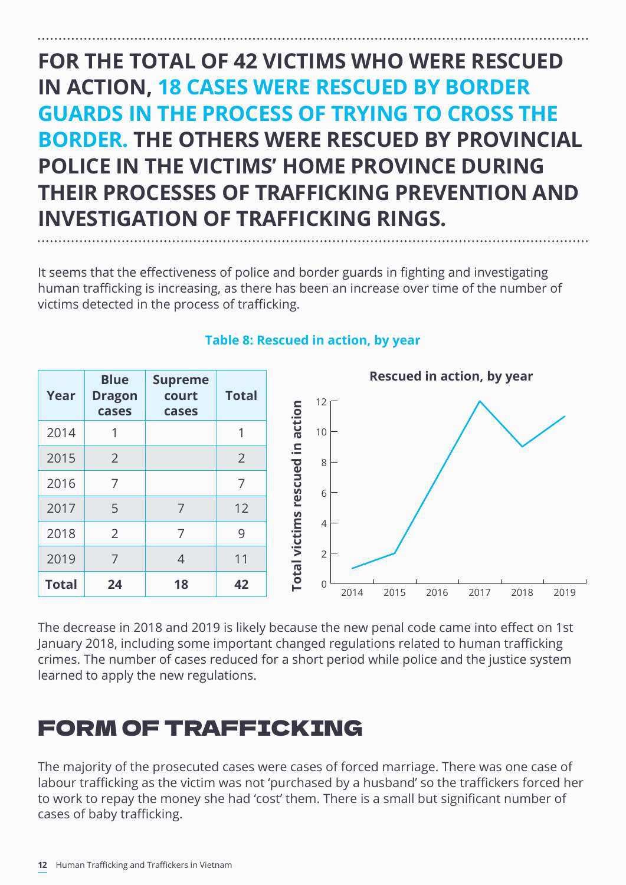**FOR THE TOTAL OF 42 VICTIMS WHO WERE RESCUED IN ACTION, 18 CASES WERE RESCUED BY BORDER GUARDS IN THE PROCESS OF TRYING TO CROSS THE BORDER. THE OTHERS WERE RESCUED BY PROVINCIAL POLICE IN THE VICTIMS' HOME PROVINCE DURING THEIR PROCESSES OF TRAFFICKING PREVENTION AND INVESTIGATION OF TRAFFICKING RINGS.**

It seems that the effectiveness of police and border guards in fighting and investigating human trafficking is increasing, as there has been an increase over time of the number of victims detected in the process of trafficking.

**Table 8: Rescued in action, by year**

| Year | Blue Dragon cases | Supreme court cases | Total |
|---|---|---|---|
| 2014 | 1 | | 1 |
| 2015 | 2 | | 2 |
| 2016 | 7 | | 7 |
| 2017 | 5 | 7 | 12 |
| 2018 | 2 | 7 | 9 |
| 2019 | 7 | 4 | 11 |
| **Total** | **24** | **18** | **42** |

**Rescued in action, by year**

The decrease in 2018 and 2019 is likely because the new penal code came into effect on 1st January 2018, including some important changed regulations related to human trafficking crimes. The number of cases reduced for a short period while police and the justice system learned to apply the new regulations.

## FORM OF TRAFFICKING

The majority of the prosecuted cases were cases of forced marriage. There was one case of labour trafficking as the victim was not 'purchased by a husband' so the traffickers forced her to work to repay the money she had 'cost' them. There is a small but significant number of cases of baby trafficking.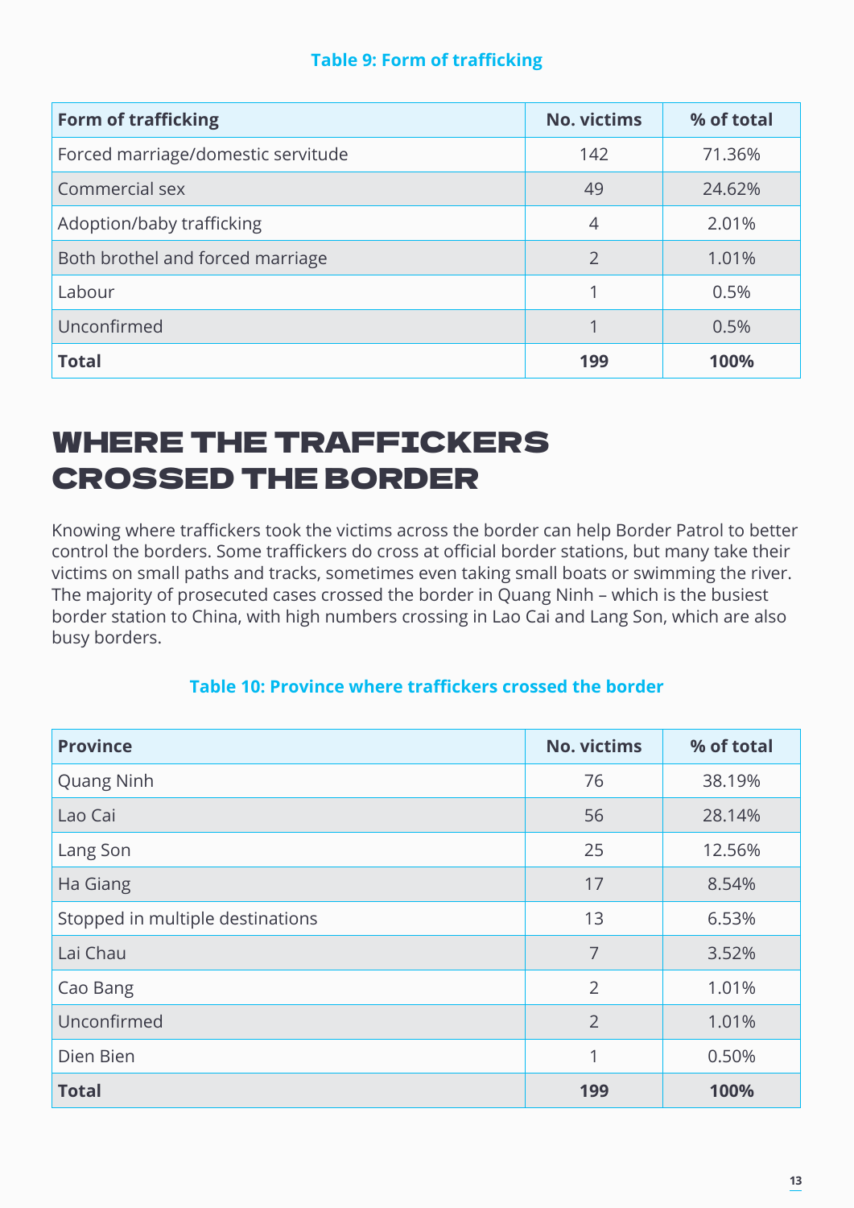**Table 9: Form of trafficking**

| Form of trafficking | No. victims | % of total |
|---|---|---|
| Forced marriage/domestic servitude | 142 | 71.36% |
| Commercial sex | 49 | 24.62% |
| Adoption/baby trafficking | 4 | 2.01% |
| Both brothel and forced marriage | 2 | 1.01% |
| Labour | 1 | 0.5% |
| Unconfirmed | 1 | 0.5% |
| **Total** | **199** | **100%** |

## WHERE THE TRAFFICKERS CROSSED THE BORDER

Knowing where traffickers took the victims across the border can help Border Patrol to better control the borders. Some traffickers do cross at official border stations, but many take their victims on small paths and tracks, sometimes even taking small boats or swimming the river. The majority of prosecuted cases crossed the border in Quang Ninh – which is the busiest border station to China, with high numbers crossing in Lao Cai and Lang Son, which are also busy borders.

**Table 10: Province where traffickers crossed the border**

| Province | No. victims | % of total |
|---|---|---|
| Quang Ninh | 76 | 38.19% |
| Lao Cai | 56 | 28.14% |
| Lang Son | 25 | 12.56% |
| Ha Giang | 17 | 8.54% |
| Stopped in multiple destinations | 13 | 6.53% |
| Lai Chau | 7 | 3.52% |
| Cao Bang | 2 | 1.01% |
| Unconfirmed | 2 | 1.01% |
| Dien Bien | 1 | 0.50% |
| **Total** | **199** | **100%** |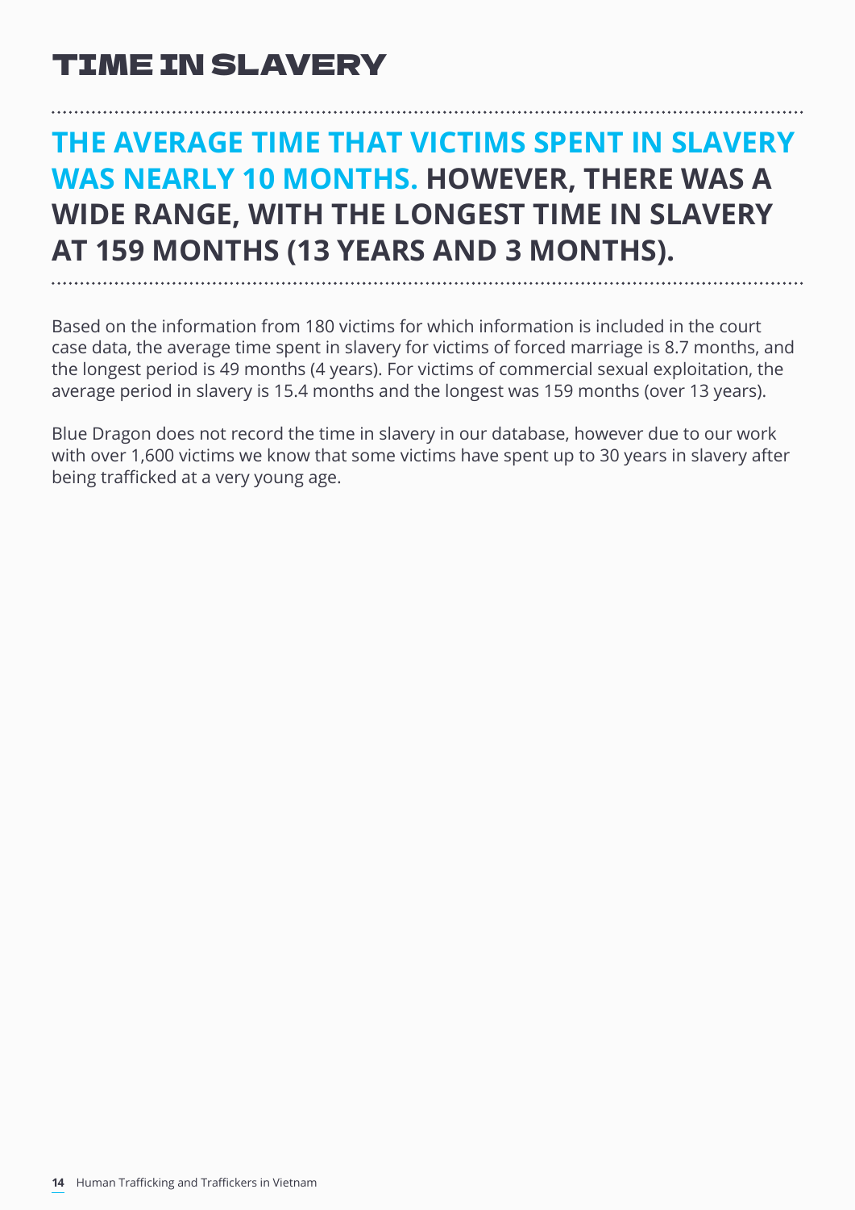# TIME IN SLAVERY

**THE AVERAGE TIME THAT VICTIMS SPENT IN SLAVERY WAS NEARLY 10 MONTHS. HOWEVER, THERE WAS A WIDE RANGE, WITH THE LONGEST TIME IN SLAVERY AT 159 MONTHS (13 YEARS AND 3 MONTHS).**

Based on the information from 180 victims for which information is included in the court case data, the average time spent in slavery for victims of forced marriage is 8.7 months, and the longest period is 49 months (4 years). For victims of commercial sexual exploitation, the average period in slavery is 15.4 months and the longest was 159 months (over 13 years).

Blue Dragon does not record the time in slavery in our database, however due to our work with over 1,600 victims we know that some victims have spent up to 30 years in slavery after being trafficked at a very young age.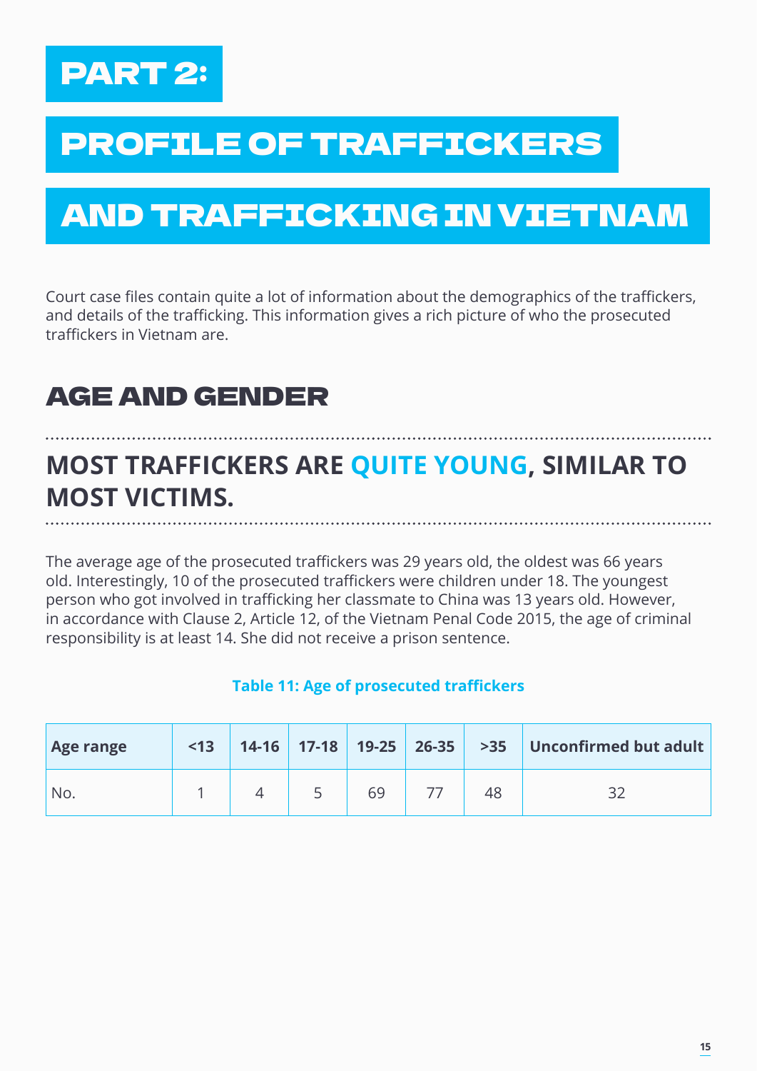# PART 2:

# PROFILE OF TRAFFICKERS AND TRAFFICKING IN VIETNAM

Court case files contain quite a lot of information about the demographics of the traffickers, and details of the trafficking. This information gives a rich picture of who the prosecuted traffickers in Vietnam are.

## AGE AND GENDER

### MOST TRAFFICKERS ARE QUITE YOUNG, SIMILAR TO MOST VICTIMS.

The average age of the prosecuted traffickers was 29 years old, the oldest was 66 years old. Interestingly, 10 of the prosecuted traffickers were children under 18. The youngest person who got involved in trafficking her classmate to China was 13 years old. However, in accordance with Clause 2, Article 12, of the Vietnam Penal Code 2015, the age of criminal responsibility is at least 14. She did not receive a prison sentence.

**Table 11: Age of prosecuted traffickers**

| Age range | <13 | 14-16 | 17-18 | 19-25 | 26-35 | >35 | Unconfirmed but adult |
|---|---|---|---|---|---|---|---|
| No. | 1 | 4 | 5 | 69 | 77 | 48 | 32 |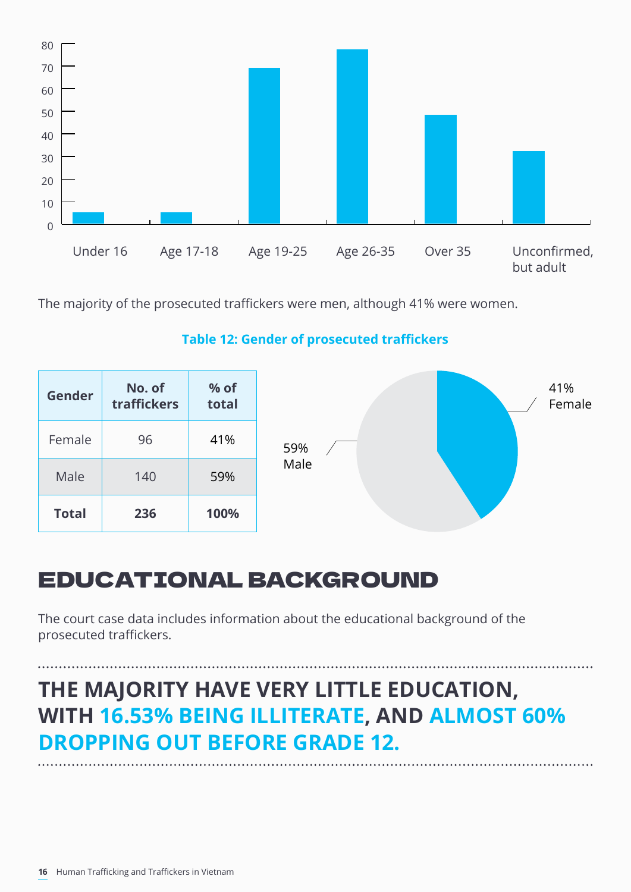The majority of the prosecuted traffickers were men, although 41% were women.

**Table 12: Gender of prosecuted traffickers**

| Gender | No. of traffickers | % of total |
|---|---|---|
| Female | 96 | 41% |
| Male | 140 | 59% |
| **Total** | **236** | **100%** |

## EDUCATIONAL BACKGROUND

The court case data includes information about the educational background of the prosecuted traffickers.

**THE MAJORITY HAVE VERY LITTLE EDUCATION, WITH 16.53% BEING ILLITERATE, AND ALMOST 60% DROPPING OUT BEFORE GRADE 12.**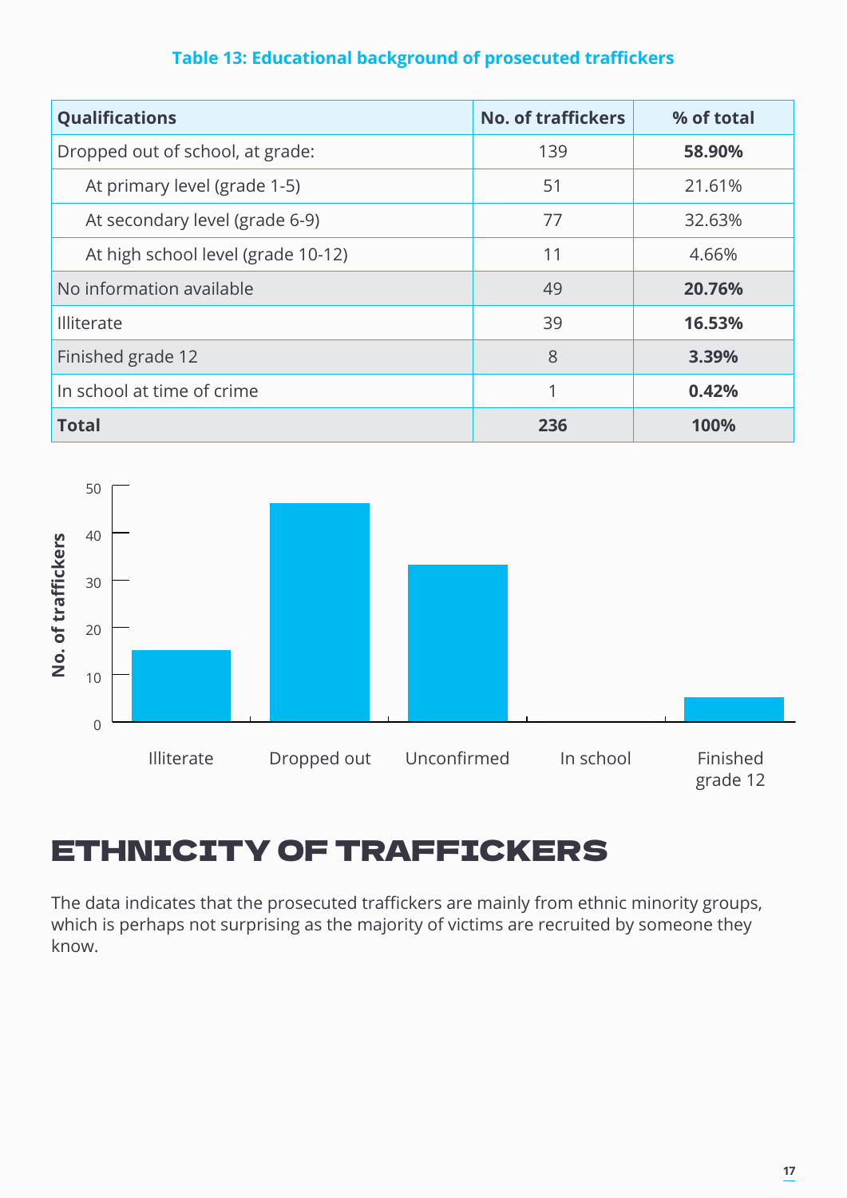**Table 13: Educational background of prosecuted traffickers**

| Qualifications | No. of traffickers | % of total |
|---|---|---|
| Dropped out of school, at grade: | 139 | **58.90%** |
| At primary level (grade 1-5) | 51 | 21.61% |
| At secondary level (grade 6-9) | 77 | 32.63% |
| At high school level (grade 10-12) | 11 | 4.66% |
| No information available | 49 | **20.76%** |
| Illiterate | 39 | **16.53%** |
| Finished grade 12 | 8 | **3.39%** |
| In school at time of crime | 1 | **0.42%** |
| **Total** | **236** | **100%** |

No. of trafficckers

50
40
30
20
10
0

Illiterate | Dropped out | Unconfirmed | In school | Finished grade 12

# ETHNICITY OF TRAFFICKERS

The data indicates that the prosecuted traffickers are mainly from ethnic minority groups, which is perhaps not surprising as the majority of victims are recruited by someone they know.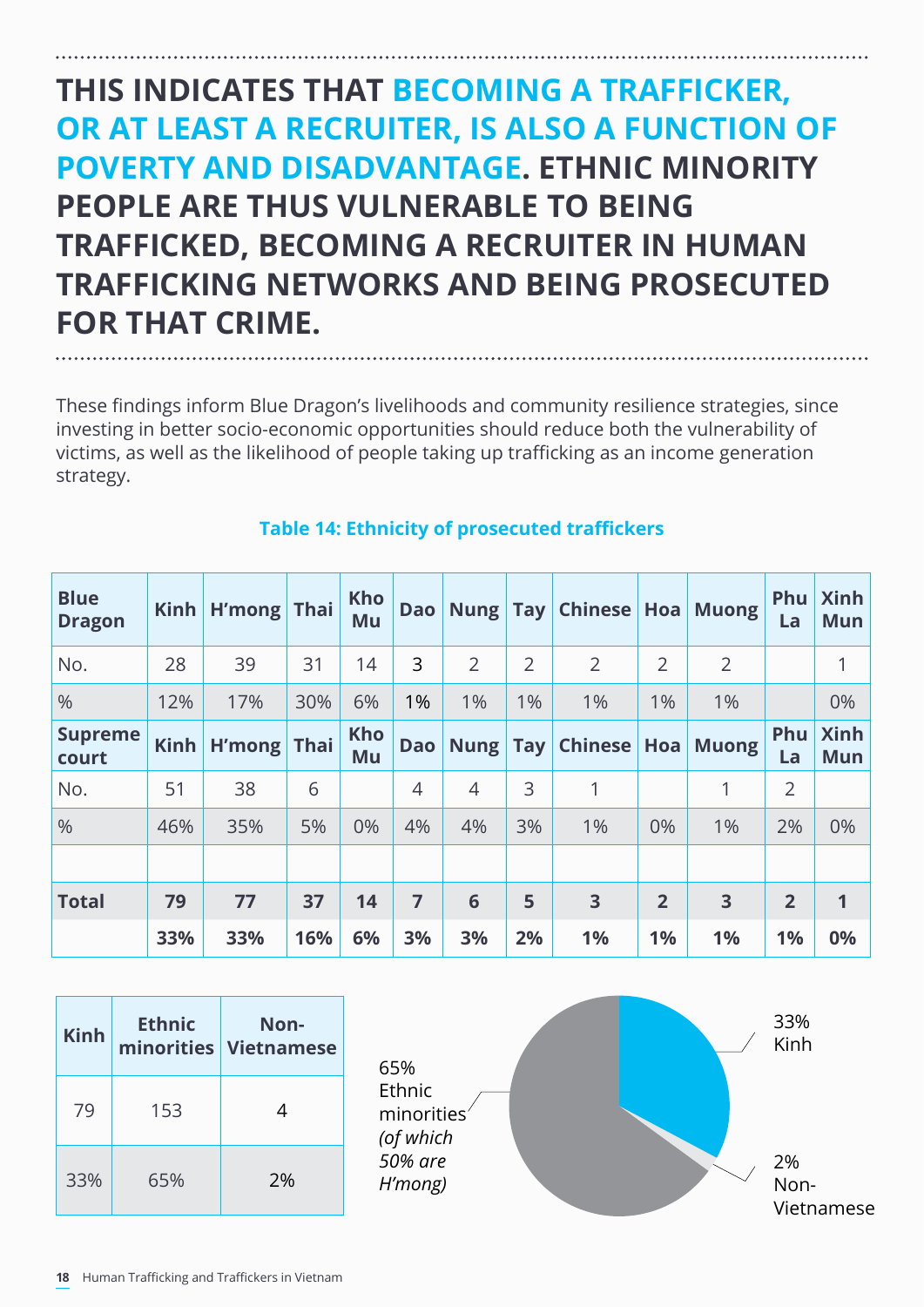**THIS INDICATES THAT BECOMING A TRAFFICKER, OR AT LEAST A RECRUITER, IS ALSO A FUNCTION OF POVERTY AND DISADVANTAGE. ETHNIC MINORITY PEOPLE ARE THUS VULNERABLE TO BEING TRAFFICKED, BECOMING A RECRUITER IN HUMAN TRAFFICKING NETWORKS AND BEING PROSECUTED FOR THAT CRIME.**

These findings inform Blue Dragon's livelihoods and community resilience strategies, since investing in better socio-economic opportunities should reduce both the vulnerability of victims, as well as the likelihood of people taking up trafficking as an income generation strategy.

**Table 14: Ethnicity of prosecuted traffickers**

| **Blue Dragon** | **Kinh** | **H'mong** | **Thai** | **Kho Mu** | **Dao** | **Nung** | **Tay** | **Chinese** | **Hoa** | **Muong** | **Phu La** | **Xinh Mun** |
|---|---|---|---|---|---|---|---|---|---|---|---|---|
| No. | 28 | 39 | 31 | 14 | 3 | 2 | 2 | 2 | 2 | 2 | | 1 |
| % | 12% | 17% | 30% | 6% | 1% | 1% | 1% | 1% | 1% | 1% | | 0% |
| **Supreme court** | **Kinh** | **H'mong** | **Thai** | **Kho Mu** | **Dao** | **Nung** | **Tay** | **Chinese** | **Hoa** | **Muong** | **Phu La** | **Xinh Mun** |
| No. | 51 | 38 | 6 | | 4 | 4 | 3 | 1 | | 1 | 2 | |
| % | 46% | 35% | 5% | 0% | 4% | 4% | 3% | 1% | 0% | 1% | 2% | 0% |
| | | | | | | | | | | | | |
| **Total** | **79** | **77** | **37** | **14** | **7** | **6** | **5** | **3** | **2** | **3** | **2** | **1** |
| | **33%** | **33%** | **16%** | **6%** | **3%** | **3%** | **2%** | **1%** | **1%** | **1%** | **1%** | **0%** |

| **Kinh** | **Ethnic minorities** | **Non-Vietnamese** |
|---|---|---|
| 79 | 153 | 4 |
| 33% | 65% | 2% |

33% Kinh

65% Ethnic minorities *(of which 50% are H'mong)*

2% Non-Vietnamese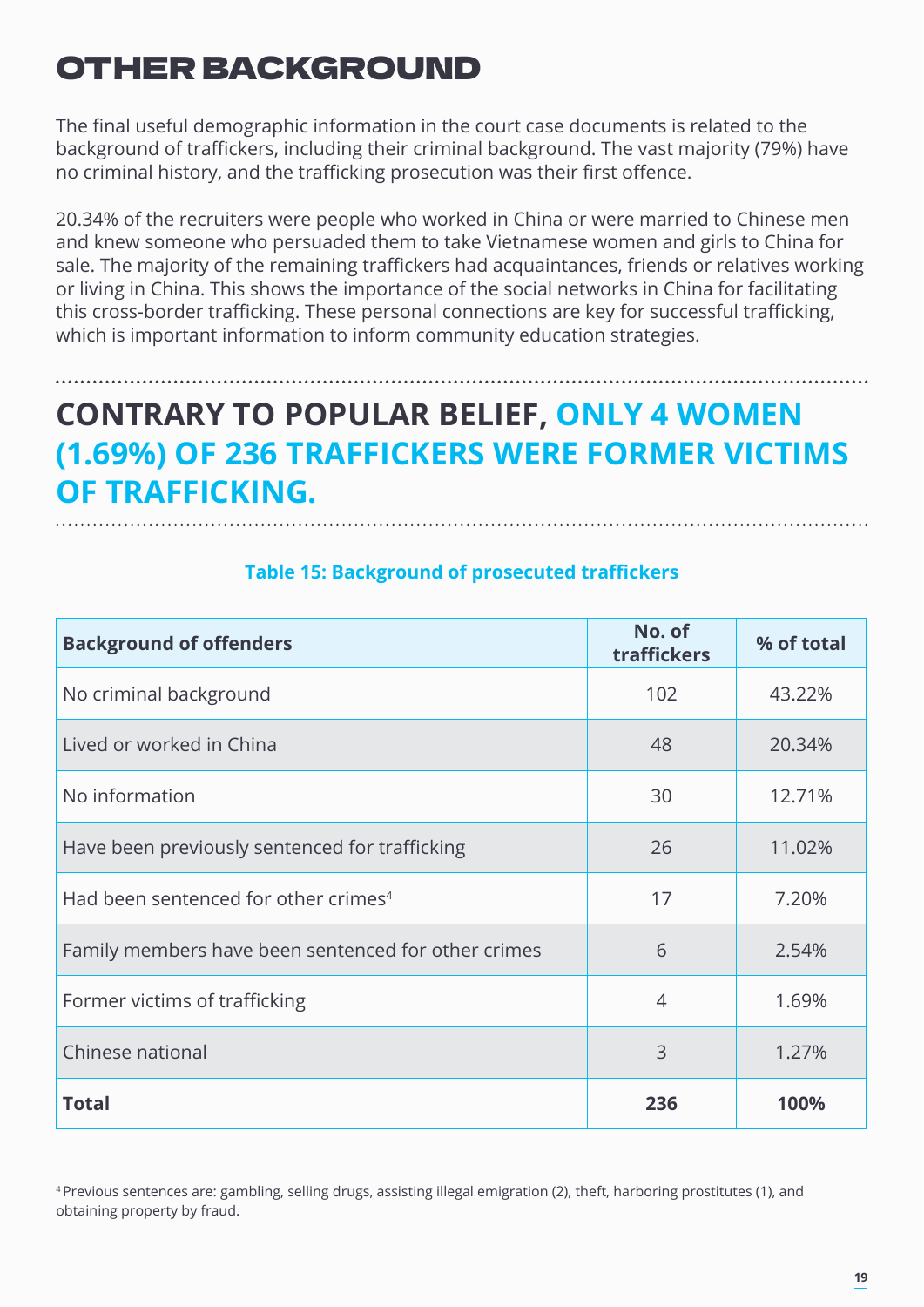# OTHER BACKGROUND

The final useful demographic information in the court case documents is related to the background of traffickers, including their criminal background. The vast majority (79%) have no criminal history, and the trafficking prosecution was their first offence.

20.34% of the recruiters were people who worked in China or were married to Chinese men and knew someone who persuaded them to take Vietnamese women and girls to China for sale. The majority of the remaining traffickers had acquaintances, friends or relatives working or living in China. This shows the importance of the social networks in China for facilitating this cross-border trafficking. These personal connections are key for successful trafficking, which is important information to inform community education strategies.

## CONTRARY TO POPULAR BELIEF, ONLY 4 WOMEN (1.69%) OF 236 TRAFFICKERS WERE FORMER VICTIMS OF TRAFFICKING.

**Table 15: Background of prosecuted traffickers**

| Background of offenders | No. of traffickers | % of total |
|---|---|---|
| No criminal background | 102 | 43.22% |
| Lived or worked in China | 48 | 20.34% |
| No information | 30 | 12.71% |
| Have been previously sentenced for trafficking | 26 | 11.02% |
| Had been sentenced for other crimes[4] | 17 | 7.20% |
| Family members have been sentenced for other crimes | 6 | 2.54% |
| Former victims of trafficking | 4 | 1.69% |
| Chinese national | 3 | 1.27% |
| **Total** | **236** | **100%** |

[4] Previous sentences are: gambling, selling drugs, assisting illegal emigration (2), theft, harboring prostitutes (1), and obtaining property by fraud.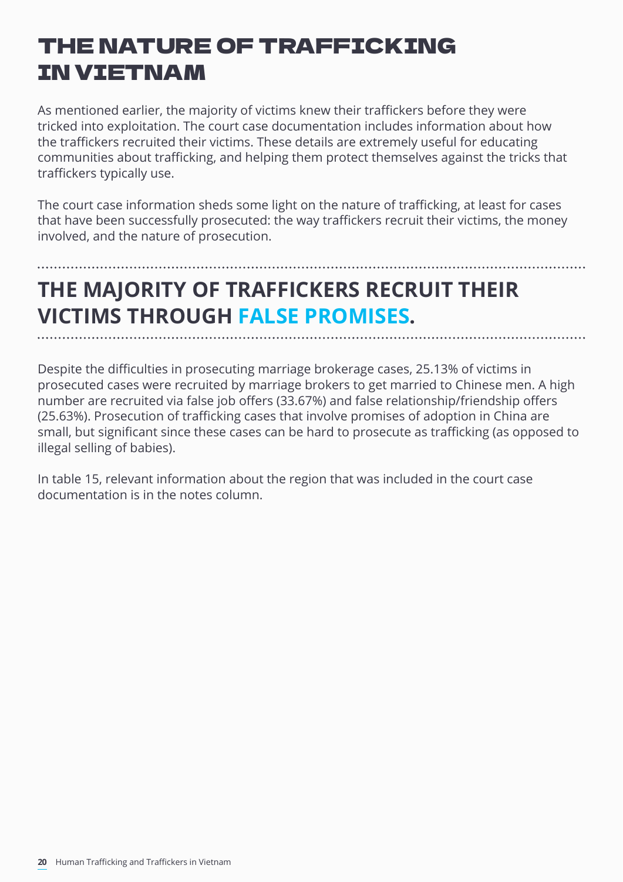# THE NATURE OF TRAFFICKING IN VIETNAM

As mentioned earlier, the majority of victims knew their traffickers before they were tricked into exploitation. The court case documentation includes information about how the traffickers recruited their victims. These details are extremely useful for educating communities about trafficking, and helping them protect themselves against the tricks that traffickers typically use.

The court case information sheds some light on the nature of trafficking, at least for cases that have been successfully prosecuted: the way traffickers recruit their victims, the money involved, and the nature of prosecution.

## THE MAJORITY OF TRAFFICKERS RECRUIT THEIR VICTIMS THROUGH FALSE PROMISES.

Despite the difficulties in prosecuting marriage brokerage cases, 25.13% of victims in prosecuted cases were recruited by marriage brokers to get married to Chinese men. A high number are recruited via false job offers (33.67%) and false relationship/friendship offers (25.63%). Prosecution of trafficking cases that involve promises of adoption in China are small, but significant since these cases can be hard to prosecute as trafficking (as opposed to illegal selling of babies).

In table 15, relevant information about the region that was included in the court case documentation is in the notes column.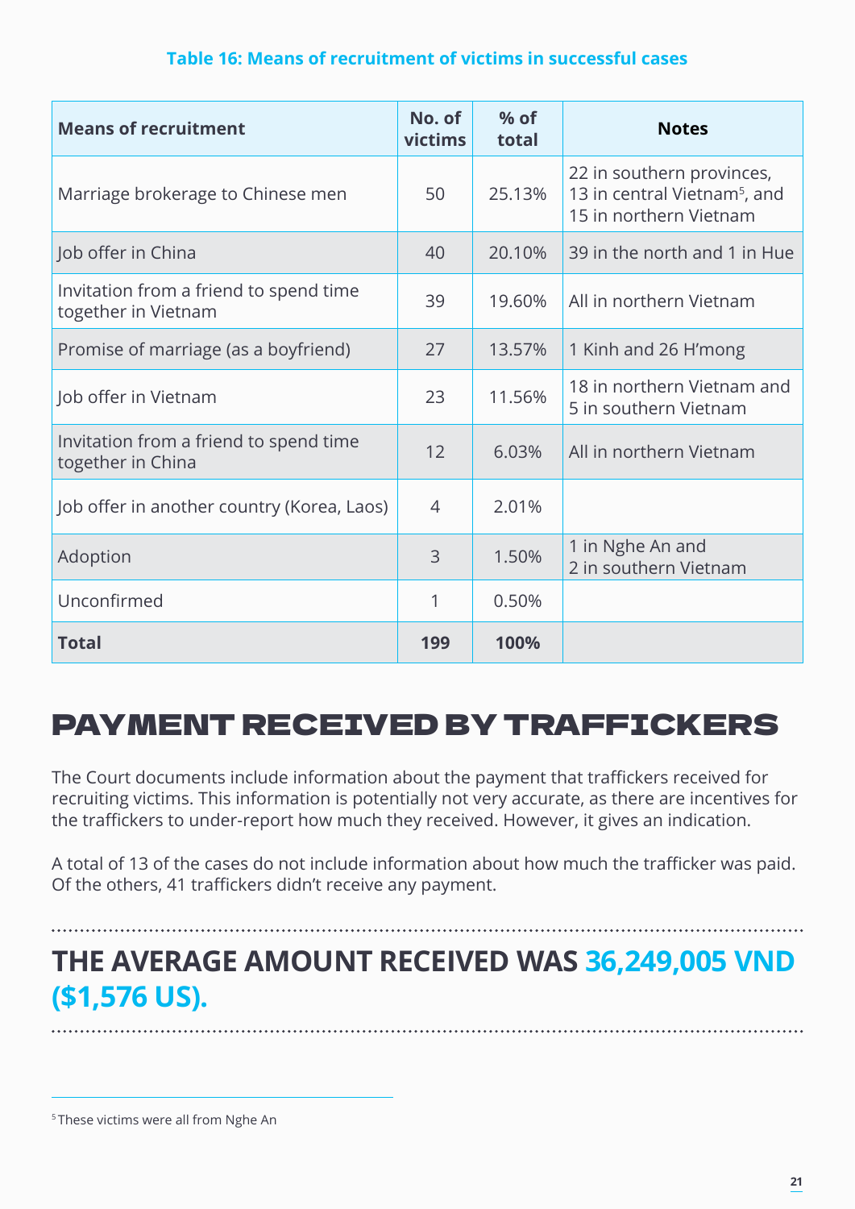**Table 16: Means of recruitment of victims in successful cases**

| Means of recruitment | No. of victims | % of total | Notes |
|---|---|---|---|
| Marriage brokerage to Chinese men | 50 | 25.13% | 22 in southern provinces, 13 in central Vietnam[5], and 15 in northern Vietnam |
| Job offer in China | 40 | 20.10% | 39 in the north and 1 in Hue |
| Invitation from a friend to spend time together in Vietnam | 39 | 19.60% | All in northern Vietnam |
| Promise of marriage (as a boyfriend) | 27 | 13.57% | 1 Kinh and 26 H'mong |
| Job offer in Vietnam | 23 | 11.56% | 18 in northern Vietnam and 5 in southern Vietnam |
| Invitation from a friend to spend time together in China | 12 | 6.03% | All in northern Vietnam |
| Job offer in another country (Korea, Laos) | 4 | 2.01% | |
| Adoption | 3 | 1.50% | 1 in Nghe An and 2 in southern Vietnam |
| Unconfirmed | 1 | 0.50% | |
| **Total** | **199** | **100%** | |

## PAYMENT RECEIVED BY TRAFFICKERS

The Court documents include information about the payment that traffickers received for recruiting victims. This information is potentially not very accurate, as there are incentives for the traffickers to under-report how much they received. However, it gives an indication.

A total of 13 of the cases do not include information about how much the trafficker was paid. Of the others, 41 traffickers didn't receive any payment.

**THE AVERAGE AMOUNT RECEIVED WAS 36,249,005 VND ($1,576 US).**

[5] These victims were all from Nghe An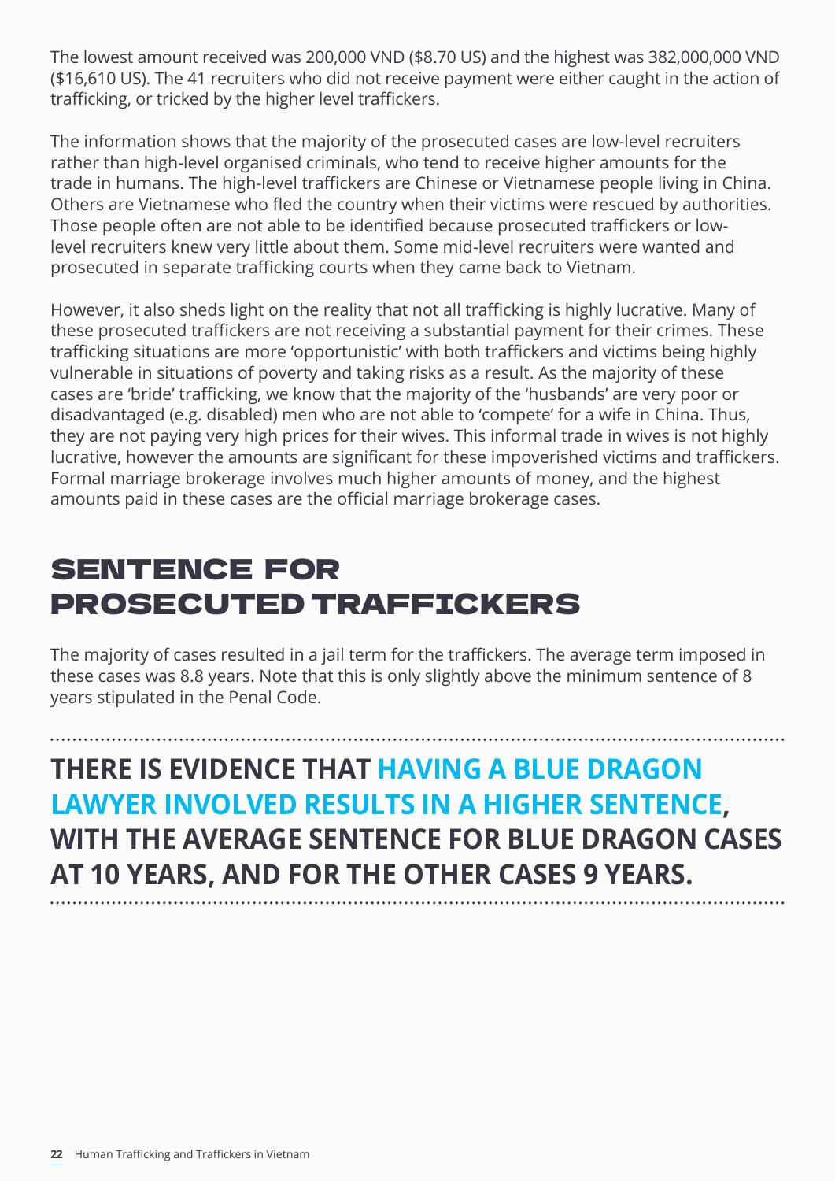The lowest amount received was 200,000 VND ($8.70 US) and the highest was 382,000,000 VND ($16,610 US). The 41 recruiters who did not receive payment were either caught in the action of trafficking, or tricked by the higher level traffickers.

The information shows that the majority of the prosecuted cases are low-level recruiters rather than high-level organised criminals, who tend to receive higher amounts for the trade in humans. The high-level traffickers are Chinese or Vietnamese people living in China. Others are Vietnamese who fled the country when their victims were rescued by authorities. Those people often are not able to be identified because prosecuted traffickers or low-level recruiters knew very little about them. Some mid-level recruiters were wanted and prosecuted in separate trafficking courts when they came back to Vietnam.

However, it also sheds light on the reality that not all trafficking is highly lucrative. Many of these prosecuted traffickers are not receiving a substantial payment for their crimes. These trafficking situations are more 'opportunistic' with both traffickers and victims being highly vulnerable in situations of poverty and taking risks as a result. As the majority of these cases are 'bride' trafficking, we know that the majority of the 'husbands' are very poor or disadvantaged (e.g. disabled) men who are not able to 'compete' for a wife in China. Thus, they are not paying very high prices for their wives. This informal trade in wives is not highly lucrative, however the amounts are significant for these impoverished victims and traffickers. Formal marriage brokerage involves much higher amounts of money, and the highest amounts paid in these cases are the official marriage brokerage cases.

## SENTENCE FOR PROSECUTED TRAFFICKERS

The majority of cases resulted in a jail term for the traffickers. The average term imposed in these cases was 8.8 years. Note that this is only slightly above the minimum sentence of 8 years stipulated in the Penal Code.

**THERE IS EVIDENCE THAT HAVING A BLUE DRAGON LAWYER INVOLVED RESULTS IN A HIGHER SENTENCE, WITH THE AVERAGE SENTENCE FOR BLUE DRAGON CASES AT 10 YEARS, AND FOR THE OTHER CASES 9 YEARS.**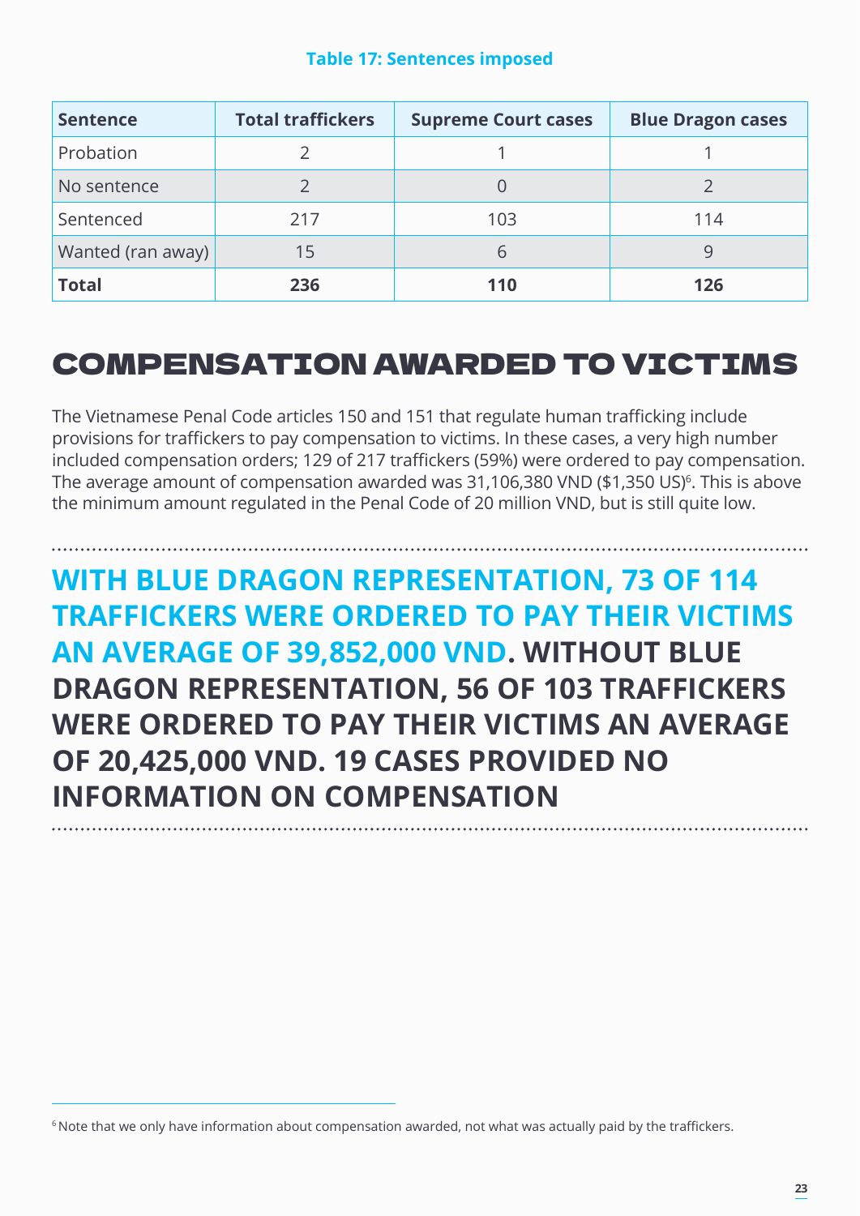**Table 17: Sentences imposed**

| Sentence | Total traffickers | Supreme Court cases | Blue Dragon cases |
|---|---|---|---|
| Probation | 2 | 1 | 1 |
| No sentence | 2 | 0 | 2 |
| Sentenced | 217 | 103 | 114 |
| Wanted (ran away) | 15 | 6 | 9 |
| **Total** | **236** | **110** | **126** |

# COMPENSATION AWARDED TO VICTIMS

The Vietnamese Penal Code articles 150 and 151 that regulate human trafficking include provisions for traffickers to pay compensation to victims. In these cases, a very high number included compensation orders; 129 of 217 traffickers (59%) were ordered to pay compensation. The average amount of compensation awarded was 31,106,380 VND ($1,350 US)[6]. This is above the minimum amount regulated in the Penal Code of 20 million VND, but is still quite low.

**WITH BLUE DRAGON REPRESENTATION, 73 OF 114 TRAFFICKERS WERE ORDERED TO PAY THEIR VICTIMS AN AVERAGE OF 39,852,000 VND. WITHOUT BLUE DRAGON REPRESENTATION, 56 OF 103 TRAFFICKERS WERE ORDERED TO PAY THEIR VICTIMS AN AVERAGE OF 20,425,000 VND. 19 CASES PROVIDED NO INFORMATION ON COMPENSATION**

[6] Note that we only have information about compensation awarded, not what was actually paid by the traffickers.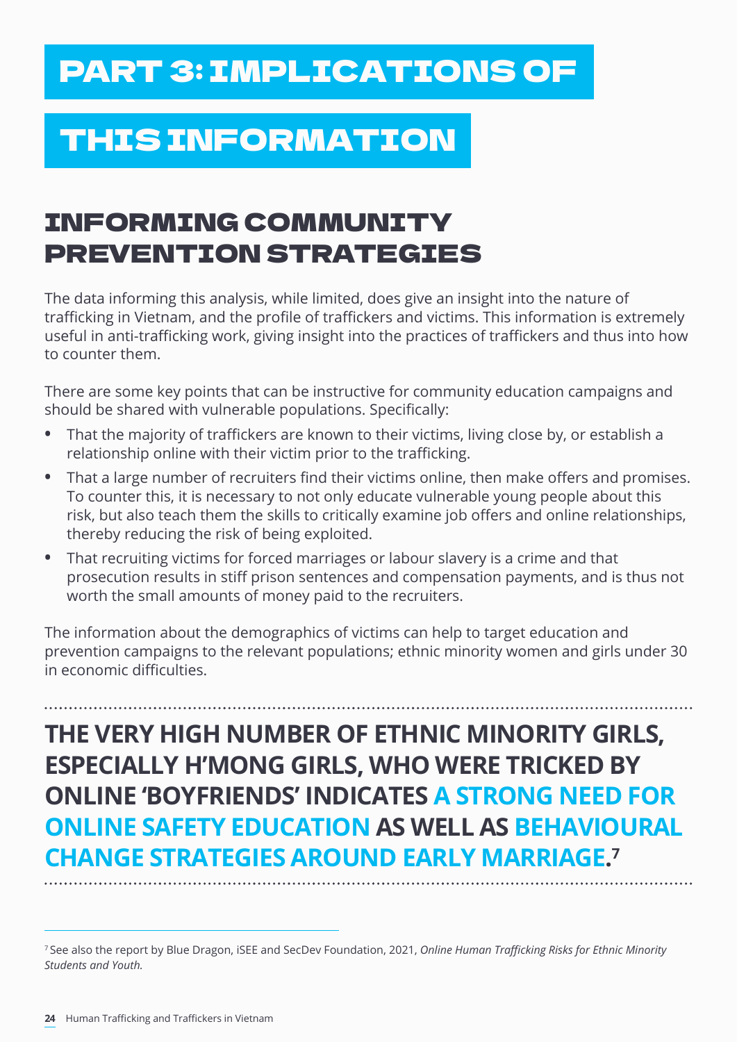# PART 3: IMPLICATIONS OF THIS INFORMATION

## INFORMING COMMUNITY PREVENTION STRATEGIES

The data informing this analysis, while limited, does give an insight into the nature of trafficking in Vietnam, and the profile of traffickers and victims. This information is extremely useful in anti-trafficking work, giving insight into the practices of traffickers and thus into how to counter them.

There are some key points that can be instructive for community education campaigns and should be shared with vulnerable populations. Specifically:

- That the majority of traffickers are known to their victims, living close by, or establish a relationship online with their victim prior to the trafficking.
- That a large number of recruiters find their victims online, then make offers and promises. To counter this, it is necessary to not only educate vulnerable young people about this risk, but also teach them the skills to critically examine job offers and online relationships, thereby reducing the risk of being exploited.
- That recruiting victims for forced marriages or labour slavery is a crime and that prosecution results in stiff prison sentences and compensation payments, and is thus not worth the small amounts of money paid to the recruiters.

The information about the demographics of victims can help to target education and prevention campaigns to the relevant populations; ethnic minority women and girls under 30 in economic difficulties.

**THE VERY HIGH NUMBER OF ETHNIC MINORITY GIRLS, ESPECIALLY H'MONG GIRLS, WHO WERE TRICKED BY ONLINE 'BOYFRIENDS' INDICATES A STRONG NEED FOR ONLINE SAFETY EDUCATION AS WELL AS BEHAVIOURAL CHANGE STRATEGIES AROUND EARLY MARRIAGE.**[7]

---

[7] See also the report by Blue Dragon, iSEE and SecDev Foundation, 2021, *Online Human Trafficking Risks for Ethnic Minority Students and Youth.*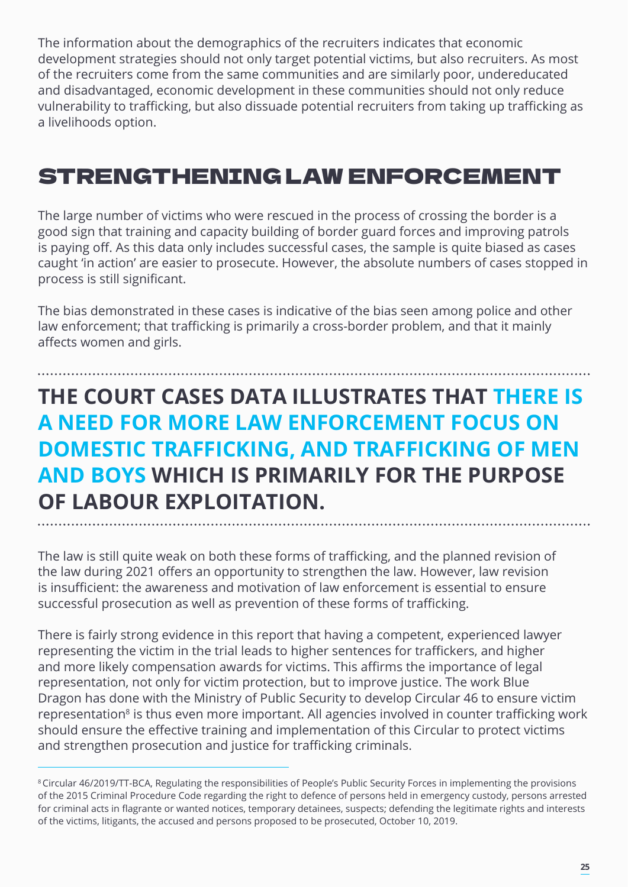The information about the demographics of the recruiters indicates that economic development strategies should not only target potential victims, but also recruiters. As most of the recruiters come from the same communities and are similarly poor, undereducated and disadvantaged, economic development in these communities should not only reduce vulnerability to trafficking, but also dissuade potential recruiters from taking up trafficking as a livelihoods option.

## STRENGTHENING LAW ENFORCEMENT

The large number of victims who were rescued in the process of crossing the border is a good sign that training and capacity building of border guard forces and improving patrols is paying off. As this data only includes successful cases, the sample is quite biased as cases caught 'in action' are easier to prosecute. However, the absolute numbers of cases stopped in process is still significant.

The bias demonstrated in these cases is indicative of the bias seen among police and other law enforcement; that trafficking is primarily a cross-border problem, and that it mainly affects women and girls.

**THE COURT CASES DATA ILLUSTRATES THAT THERE IS A NEED FOR MORE LAW ENFORCEMENT FOCUS ON DOMESTIC TRAFFICKING, AND TRAFFICKING OF MEN AND BOYS WHICH IS PRIMARILY FOR THE PURPOSE OF LABOUR EXPLOITATION.**

The law is still quite weak on both these forms of trafficking, and the planned revision of the law during 2021 offers an opportunity to strengthen the law. However, law revision is insufficient: the awareness and motivation of law enforcement is essential to ensure successful prosecution as well as prevention of these forms of trafficking.

There is fairly strong evidence in this report that having a competent, experienced lawyer representing the victim in the trial leads to higher sentences for traffickers, and higher and more likely compensation awards for victims. This affirms the importance of legal representation, not only for victim protection, but to improve justice. The work Blue Dragon has done with the Ministry of Public Security to develop Circular 46 to ensure victim representation[8] is thus even more important. All agencies involved in counter trafficking work should ensure the effective training and implementation of this Circular to protect victims and strengthen prosecution and justice for trafficking criminals.

[8] Circular 46/2019/TT-BCA, Regulating the responsibilities of People's Public Security Forces in implementing the provisions of the 2015 Criminal Procedure Code regarding the right to defence of persons held in emergency custody, persons arrested for criminal acts in flagrante or wanted notices, temporary detainees, suspects; defending the legitimate rights and interests of the victims, litigants, the accused and persons proposed to be prosecuted, October 10, 2019.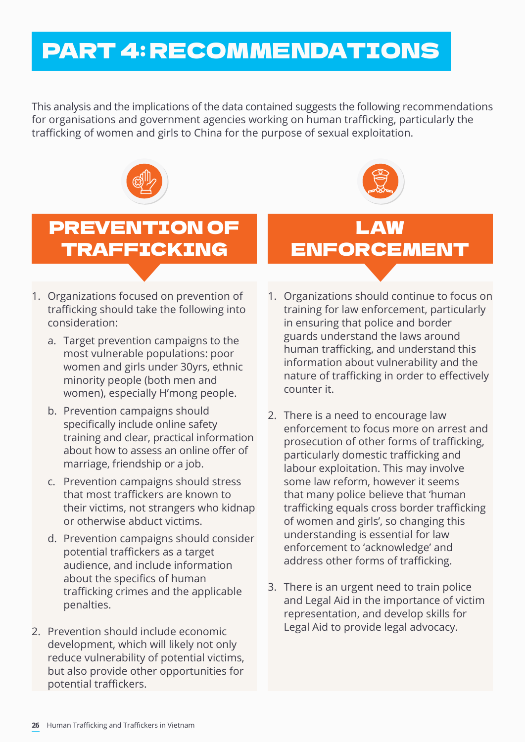# PART 4: RECOMMENDATIONS

This analysis and the implications of the data contained suggests the following recommendations for organisations and government agencies working on human trafficking, particularly the trafficking of women and girls to China for the purpose of sexual exploitation.

## PREVENTION OF TRAFFICKING

1. Organizations focused on prevention of trafficking should take the following into consideration:
   a. Target prevention campaigns to the most vulnerable populations: poor women and girls under 30yrs, ethnic minority people (both men and women), especially H'mong people.
   b. Prevention campaigns should specifically include online safety training and clear, practical information about how to assess an online offer of marriage, friendship or a job.
   c. Prevention campaigns should stress that most traffickers are known to their victims, not strangers who kidnap or otherwise abduct victims.
   d. Prevention campaigns should consider potential traffickers as a target audience, and include information about the specifics of human trafficking crimes and the applicable penalties.
2. Prevention should include economic development, which will likely not only reduce vulnerability of potential victims, but also provide other opportunities for potential traffickers.

## LAW ENFORCEMENT

1. Organizations should continue to focus on training for law enforcement, particularly in ensuring that police and border guards understand the laws around human trafficking, and understand this information about vulnerability and the nature of trafficking in order to effectively counter it.
2. There is a need to encourage law enforcement to focus more on arrest and prosecution of other forms of trafficking, particularly domestic trafficking and labour exploitation. This may involve some law reform, however it seems that many police believe that 'human trafficking equals cross border trafficking of women and girls', so changing this understanding is essential for law enforcement to 'acknowledge' and address other forms of trafficking.
3. There is an urgent need to train police and Legal Aid in the importance of victim representation, and develop skills for Legal Aid to provide legal advocacy.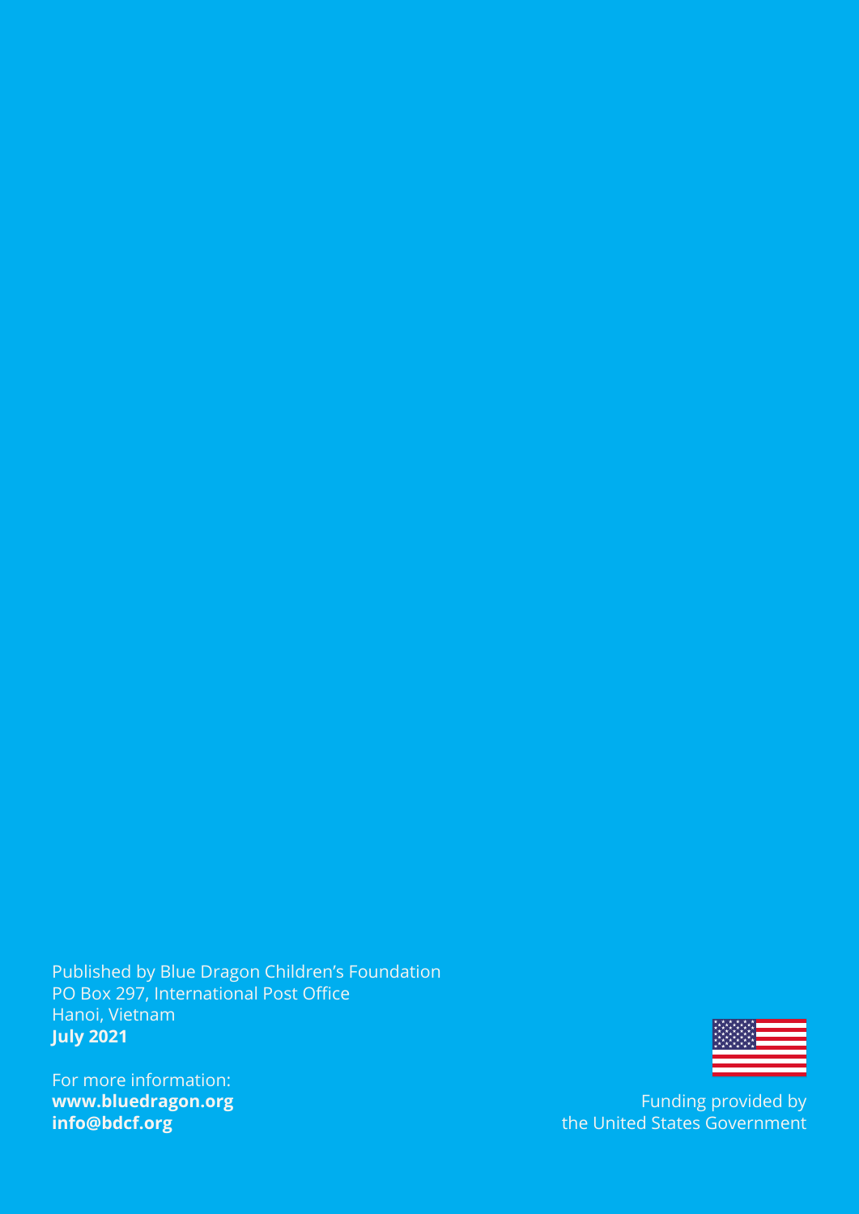Published by Blue Dragon Children's Foundation
PO Box 297, International Post Office
Hanoi, Vietnam
**July 2021**

For more information:
**www.bluedragon.org**
**info@bdcf.org**

Funding provided by
the United States Government